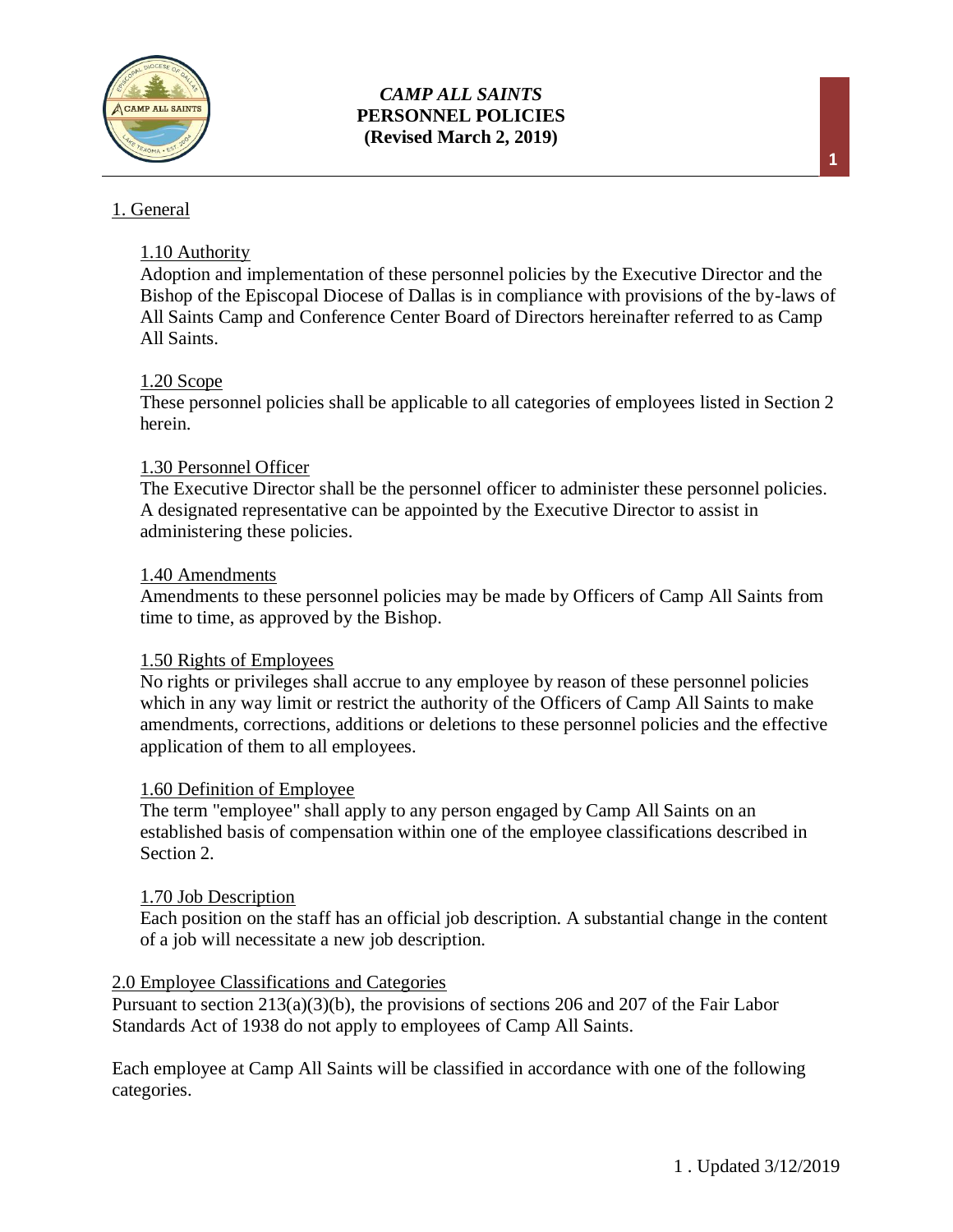# *CAMP ALL SAINTS*
# PERSONNEL POLICIES
## (Revised March 2, 2019)

## 1. General

### 1.10 Authority

Adoption and implementation of these personnel policies by the Executive Director and the Bishop of the Episcopal Diocese of Dallas is in compliance with provisions of the by-laws of All Saints Camp and Conference Center Board of Directors hereinafter referred to as Camp All Saints.

### 1.20 Scope

These personnel policies shall be applicable to all categories of employees listed in Section 2 herein.

### 1.30 Personnel Officer

The Executive Director shall be the personnel officer to administer these personnel policies. A designated representative can be appointed by the Executive Director to assist in administering these policies.

### 1.40 Amendments

Amendments to these personnel policies may be made by Officers of Camp All Saints from time to time, as approved by the Bishop.

### 1.50 Rights of Employees

No rights or privileges shall accrue to any employee by reason of these personnel policies which in any way limit or restrict the authority of the Officers of Camp All Saints to make amendments, corrections, additions or deletions to these personnel policies and the effective application of them to all employees.

### 1.60 Definition of Employee

The term "employee" shall apply to any person engaged by Camp All Saints on an established basis of compensation within one of the employee classifications described in Section 2.

### 1.70 Job Description

Each position on the staff has an official job description. A substantial change in the content of a job will necessitate a new job description.

## 2.0 Employee Classifications and Categories

Pursuant to section 213(a)(3)(b), the provisions of sections 206 and 207 of the Fair Labor Standards Act of 1938 do not apply to employees of Camp All Saints.

Each employee at Camp All Saints will be classified in accordance with one of the following categories.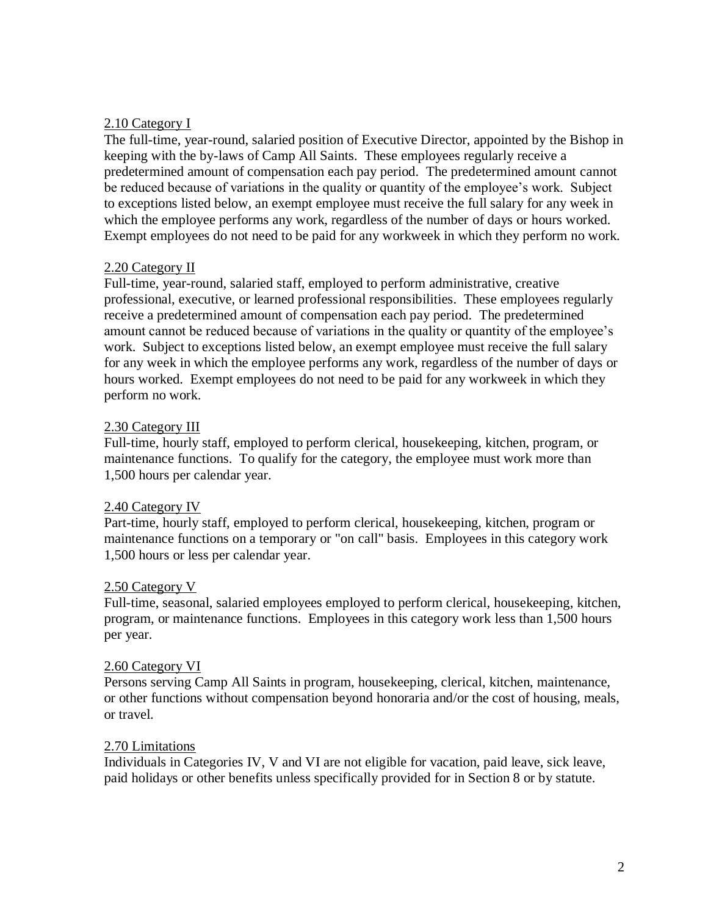### 2.10 Category I

The full-time, year-round, salaried position of Executive Director, appointed by the Bishop in keeping with the by-laws of Camp All Saints. These employees regularly receive a predetermined amount of compensation each pay period. The predetermined amount cannot be reduced because of variations in the quality or quantity of the employee's work. Subject to exceptions listed below, an exempt employee must receive the full salary for any week in which the employee performs any work, regardless of the number of days or hours worked. Exempt employees do not need to be paid for any workweek in which they perform no work.

### 2.20 Category II

Full-time, year-round, salaried staff, employed to perform administrative, creative professional, executive, or learned professional responsibilities. These employees regularly receive a predetermined amount of compensation each pay period. The predetermined amount cannot be reduced because of variations in the quality or quantity of the employee's work. Subject to exceptions listed below, an exempt employee must receive the full salary for any week in which the employee performs any work, regardless of the number of days or hours worked. Exempt employees do not need to be paid for any workweek in which they perform no work.

### 2.30 Category III

Full-time, hourly staff, employed to perform clerical, housekeeping, kitchen, program, or maintenance functions. To qualify for the category, the employee must work more than 1,500 hours per calendar year.

### 2.40 Category IV

Part-time, hourly staff, employed to perform clerical, housekeeping, kitchen, program or maintenance functions on a temporary or "on call" basis. Employees in this category work 1,500 hours or less per calendar year.

### 2.50 Category V

Full-time, seasonal, salaried employees employed to perform clerical, housekeeping, kitchen, program, or maintenance functions. Employees in this category work less than 1,500 hours per year.

### 2.60 Category VI

Persons serving Camp All Saints in program, housekeeping, clerical, kitchen, maintenance, or other functions without compensation beyond honoraria and/or the cost of housing, meals, or travel.

### 2.70 Limitations

Individuals in Categories IV, V and VI are not eligible for vacation, paid leave, sick leave, paid holidays or other benefits unless specifically provided for in Section 8 or by statute.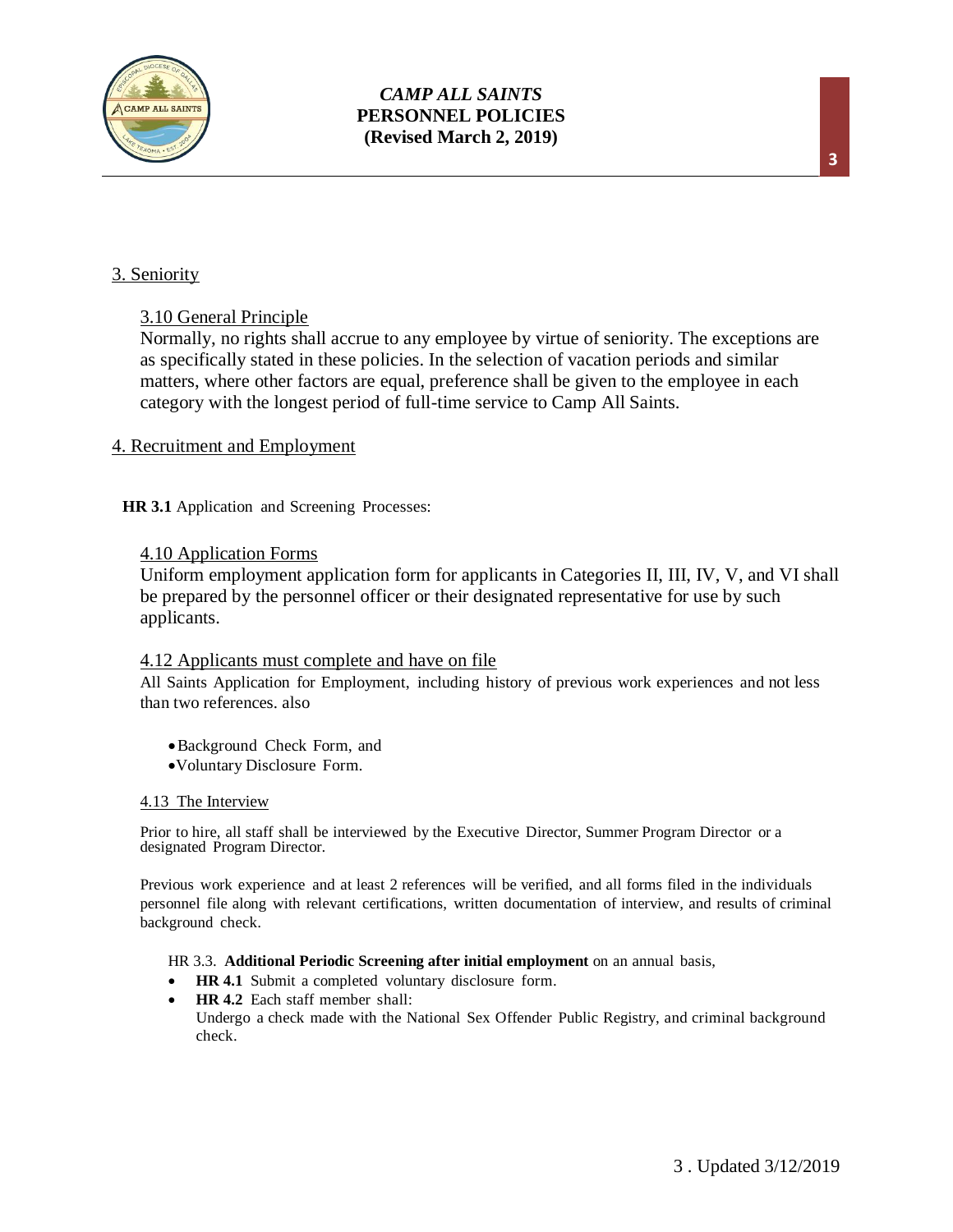## 3. Seniority

### 3.10 General Principle

Normally, no rights shall accrue to any employee by virtue of seniority. The exceptions are as specifically stated in these policies. In the selection of vacation periods and similar matters, where other factors are equal, preference shall be given to the employee in each category with the longest period of full-time service to Camp All Saints.

## 4. Recruitment and Employment

**HR 3.1** Application and Screening Processes:

### 4.10 Application Forms

Uniform employment application form for applicants in Categories II, III, IV, V, and VI shall be prepared by the personnel officer or their designated representative for use by such applicants.

### 4.12 Applicants must complete and have on file

All Saints Application for Employment, including history of previous work experiences and not less than two references. also

- Background Check Form, and
- Voluntary Disclosure Form.

### 4.13 The Interview

Prior to hire, all staff shall be interviewed by the Executive Director, Summer Program Director or a designated Program Director.

Previous work experience and at least 2 references will be verified, and all forms filed in the individuals personnel file along with relevant certifications, written documentation of interview, and results of criminal background check.

HR 3.3. **Additional Periodic Screening after initial employment** on an annual basis,

- **HR 4.1** Submit a completed voluntary disclosure form.
- **HR 4.2** Each staff member shall:
  Undergo a check made with the National Sex Offender Public Registry, and criminal background check.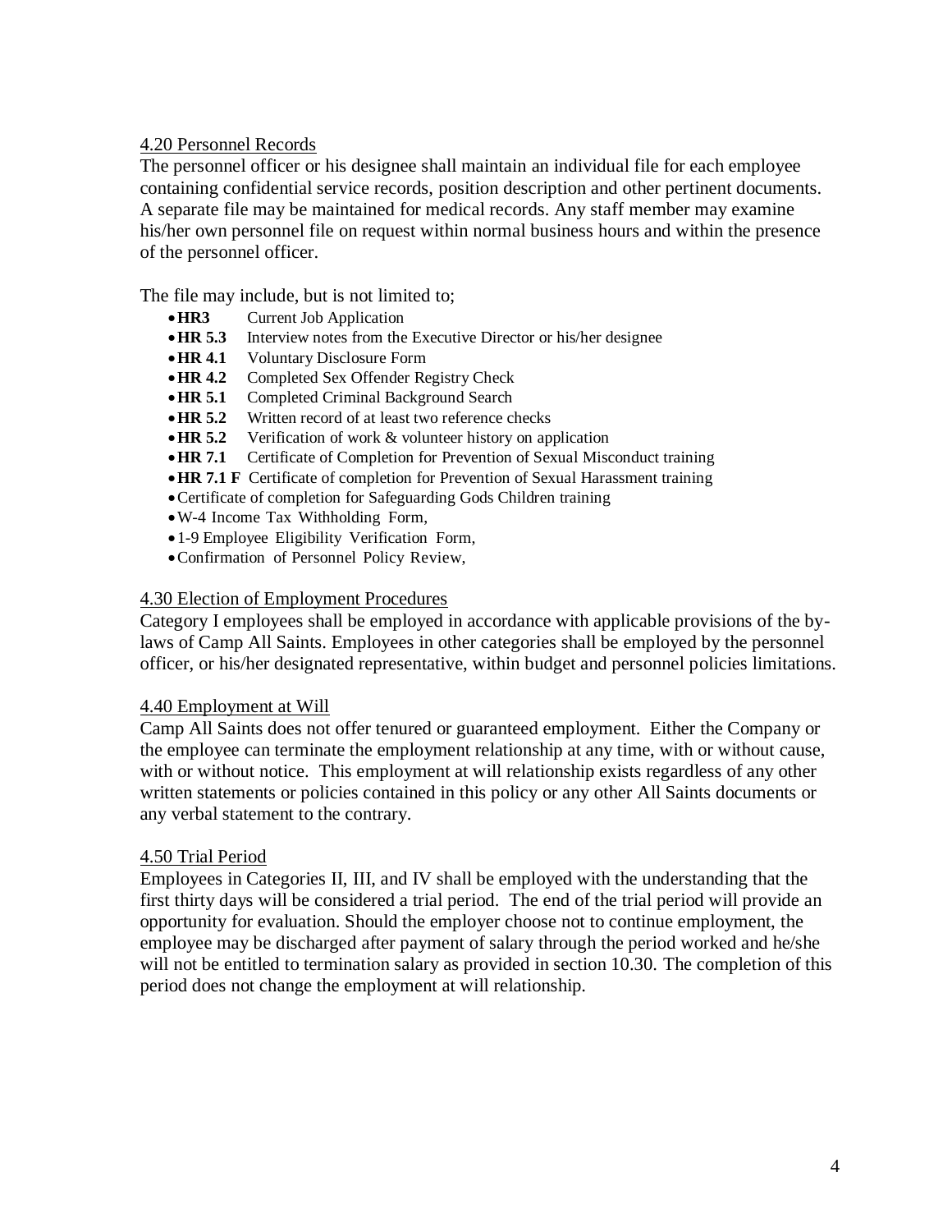## 4.20 Personnel Records

The personnel officer or his designee shall maintain an individual file for each employee containing confidential service records, position description and other pertinent documents. A separate file may be maintained for medical records. Any staff member may examine his/her own personnel file on request within normal business hours and within the presence of the personnel officer.

The file may include, but is not limited to;

- **HR3** Current Job Application
- **HR 5.3** Interview notes from the Executive Director or his/her designee
- **HR 4.1** Voluntary Disclosure Form
- **HR 4.2** Completed Sex Offender Registry Check
- **HR 5.1** Completed Criminal Background Search
- **HR 5.2** Written record of at least two reference checks
- **HR 5.2** Verification of work & volunteer history on application
- **HR 7.1** Certificate of Completion for Prevention of Sexual Misconduct training
- **HR 7.1 F** Certificate of completion for Prevention of Sexual Harassment training
- Certificate of completion for Safeguarding Gods Children training
- W-4 Income Tax Withholding Form,
- 1-9 Employee Eligibility Verification Form,
- Confirmation of Personnel Policy Review,

## 4.30 Election of Employment Procedures

Category I employees shall be employed in accordance with applicable provisions of the by-laws of Camp All Saints. Employees in other categories shall be employed by the personnel officer, or his/her designated representative, within budget and personnel policies limitations.

## 4.40 Employment at Will

Camp All Saints does not offer tenured or guaranteed employment. Either the Company or the employee can terminate the employment relationship at any time, with or without cause, with or without notice. This employment at will relationship exists regardless of any other written statements or policies contained in this policy or any other All Saints documents or any verbal statement to the contrary.

## 4.50 Trial Period

Employees in Categories II, III, and IV shall be employed with the understanding that the first thirty days will be considered a trial period. The end of the trial period will provide an opportunity for evaluation. Should the employer choose not to continue employment, the employee may be discharged after payment of salary through the period worked and he/she will not be entitled to termination salary as provided in section 10.30. The completion of this period does not change the employment at will relationship.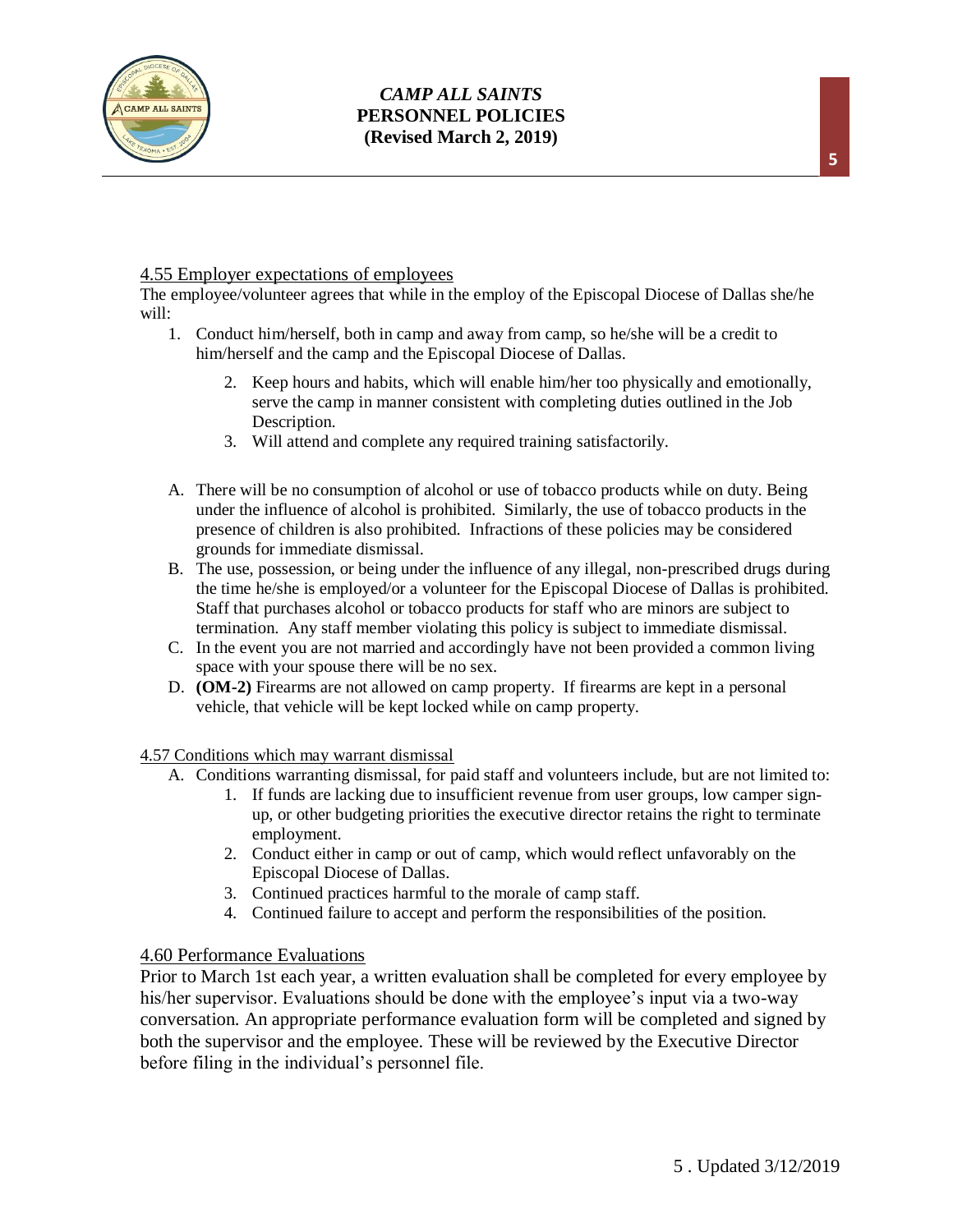### 4.55 Employer expectations of employees

The employee/volunteer agrees that while in the employ of the Episcopal Diocese of Dallas she/he will:

1. Conduct him/herself, both in camp and away from camp, so he/she will be a credit to him/herself and the camp and the Episcopal Diocese of Dallas.
2. Keep hours and habits, which will enable him/her too physically and emotionally, serve the camp in manner consistent with completing duties outlined in the Job Description.
3. Will attend and complete any required training satisfactorily.

A. There will be no consumption of alcohol or use of tobacco products while on duty. Being under the influence of alcohol is prohibited. Similarly, the use of tobacco products in the presence of children is also prohibited. Infractions of these policies may be considered grounds for immediate dismissal.

B. The use, possession, or being under the influence of any illegal, non-prescribed drugs during the time he/she is employed/or a volunteer for the Episcopal Diocese of Dallas is prohibited. Staff that purchases alcohol or tobacco products for staff who are minors are subject to termination. Any staff member violating this policy is subject to immediate dismissal.

C. In the event you are not married and accordingly have not been provided a common living space with your spouse there will be no sex.

D. **(OM-2)** Firearms are not allowed on camp property. If firearms are kept in a personal vehicle, that vehicle will be kept locked while on camp property.

### 4.57 Conditions which may warrant dismissal

A. Conditions warranting dismissal, for paid staff and volunteers include, but are not limited to:

1. If funds are lacking due to insufficient revenue from user groups, low camper sign-up, or other budgeting priorities the executive director retains the right to terminate employment.
2. Conduct either in camp or out of camp, which would reflect unfavorably on the Episcopal Diocese of Dallas.
3. Continued practices harmful to the morale of camp staff.
4. Continued failure to accept and perform the responsibilities of the position.

### 4.60 Performance Evaluations

Prior to March 1st each year, a written evaluation shall be completed for every employee by his/her supervisor. Evaluations should be done with the employee's input via a two-way conversation. An appropriate performance evaluation form will be completed and signed by both the supervisor and the employee. These will be reviewed by the Executive Director before filing in the individual's personnel file.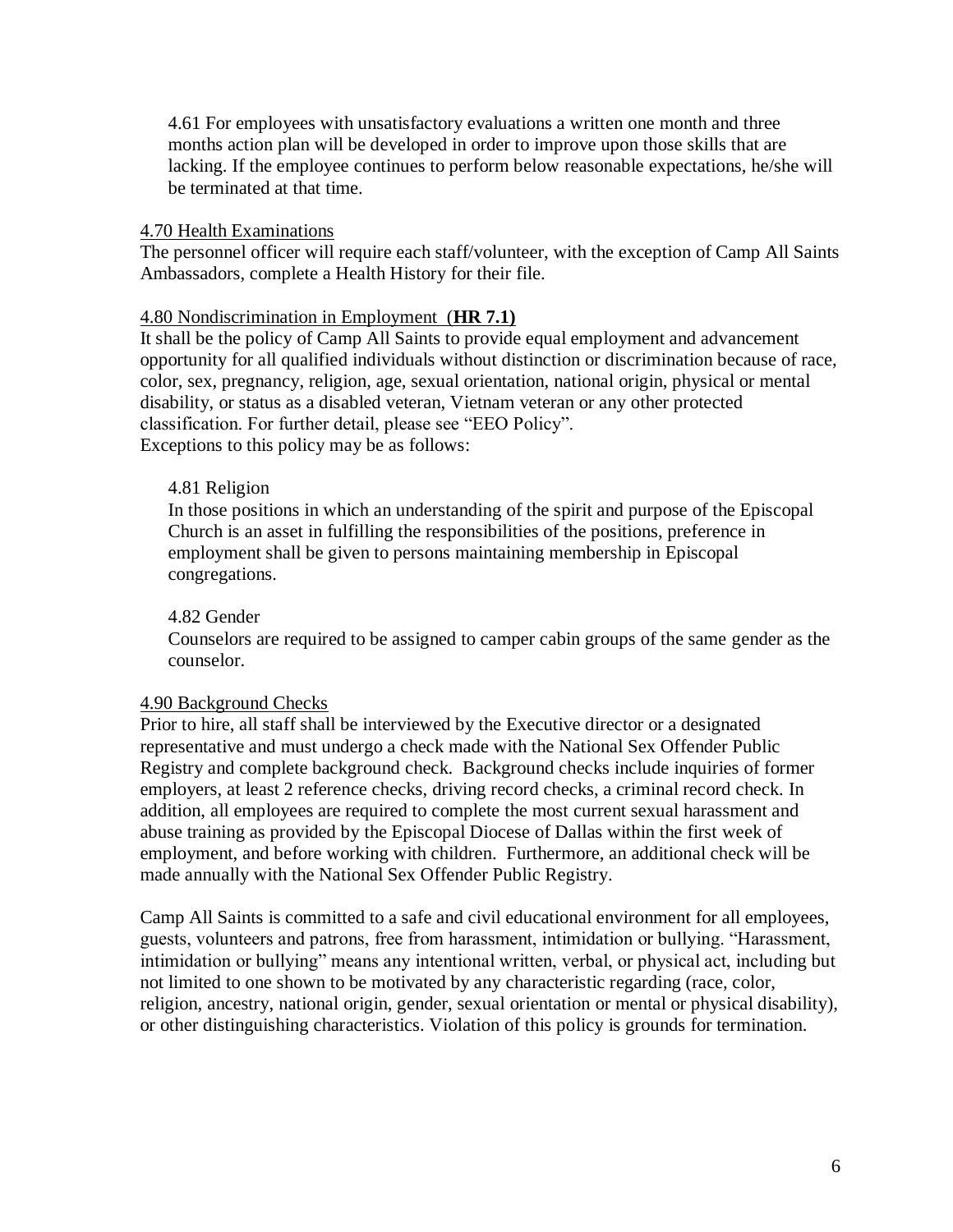4.61 For employees with unsatisfactory evaluations a written one month and three months action plan will be developed in order to improve upon those skills that are lacking. If the employee continues to perform below reasonable expectations, he/she will be terminated at that time.

4.70 Health Examinations

The personnel officer will require each staff/volunteer, with the exception of Camp All Saints Ambassadors, complete a Health History for their file.

4.80 Nondiscrimination in Employment (**HR 7.1)**

It shall be the policy of Camp All Saints to provide equal employment and advancement opportunity for all qualified individuals without distinction or discrimination because of race, color, sex, pregnancy, religion, age, sexual orientation, national origin, physical or mental disability, or status as a disabled veteran, Vietnam veteran or any other protected classification. For further detail, please see "EEO Policy".

Exceptions to this policy may be as follows:

4.81 Religion

In those positions in which an understanding of the spirit and purpose of the Episcopal Church is an asset in fulfilling the responsibilities of the positions, preference in employment shall be given to persons maintaining membership in Episcopal congregations.

4.82 Gender

Counselors are required to be assigned to camper cabin groups of the same gender as the counselor.

4.90 Background Checks

Prior to hire, all staff shall be interviewed by the Executive director or a designated representative and must undergo a check made with the National Sex Offender Public Registry and complete background check. Background checks include inquiries of former employers, at least 2 reference checks, driving record checks, a criminal record check. In addition, all employees are required to complete the most current sexual harassment and abuse training as provided by the Episcopal Diocese of Dallas within the first week of employment, and before working with children. Furthermore, an additional check will be made annually with the National Sex Offender Public Registry.

Camp All Saints is committed to a safe and civil educational environment for all employees, guests, volunteers and patrons, free from harassment, intimidation or bullying. "Harassment, intimidation or bullying" means any intentional written, verbal, or physical act, including but not limited to one shown to be motivated by any characteristic regarding (race, color, religion, ancestry, national origin, gender, sexual orientation or mental or physical disability), or other distinguishing characteristics. Violation of this policy is grounds for termination.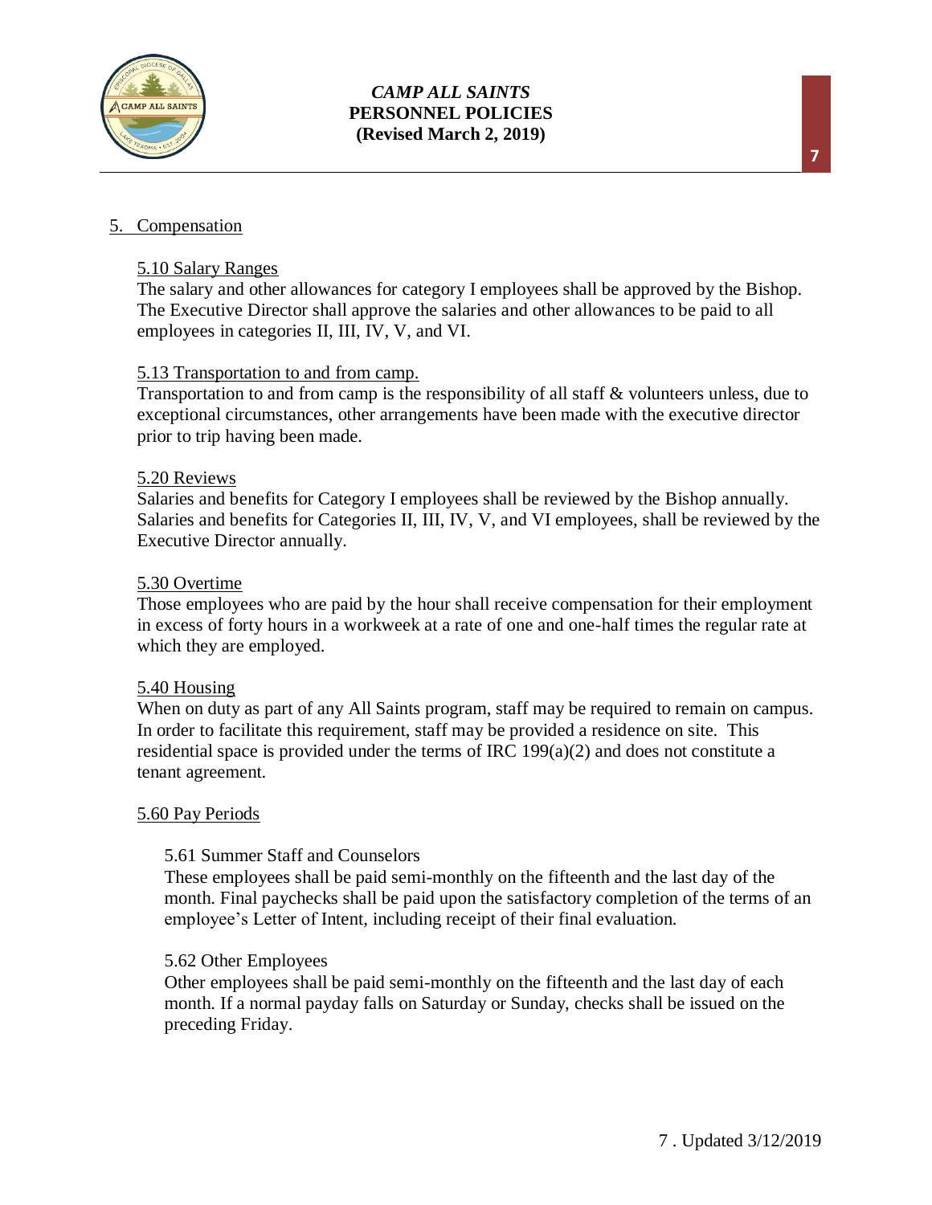## 5. Compensation

### 5.10 Salary Ranges

The salary and other allowances for category I employees shall be approved by the Bishop. The Executive Director shall approve the salaries and other allowances to be paid to all employees in categories II, III, IV, V, and VI.

### 5.13 Transportation to and from camp.

Transportation to and from camp is the responsibility of all staff & volunteers unless, due to exceptional circumstances, other arrangements have been made with the executive director prior to trip having been made.

### 5.20 Reviews

Salaries and benefits for Category I employees shall be reviewed by the Bishop annually. Salaries and benefits for Categories II, III, IV, V, and VI employees, shall be reviewed by the Executive Director annually.

### 5.30 Overtime

Those employees who are paid by the hour shall receive compensation for their employment in excess of forty hours in a workweek at a rate of one and one-half times the regular rate at which they are employed.

### 5.40 Housing

When on duty as part of any All Saints program, staff may be required to remain on campus. In order to facilitate this requirement, staff may be provided a residence on site. This residential space is provided under the terms of IRC 199(a)(2) and does not constitute a tenant agreement.

### 5.60 Pay Periods

#### 5.61 Summer Staff and Counselors

These employees shall be paid semi-monthly on the fifteenth and the last day of the month. Final paychecks shall be paid upon the satisfactory completion of the terms of an employee's Letter of Intent, including receipt of their final evaluation.

#### 5.62 Other Employees

Other employees shall be paid semi-monthly on the fifteenth and the last day of each month. If a normal payday falls on Saturday or Sunday, checks shall be issued on the preceding Friday.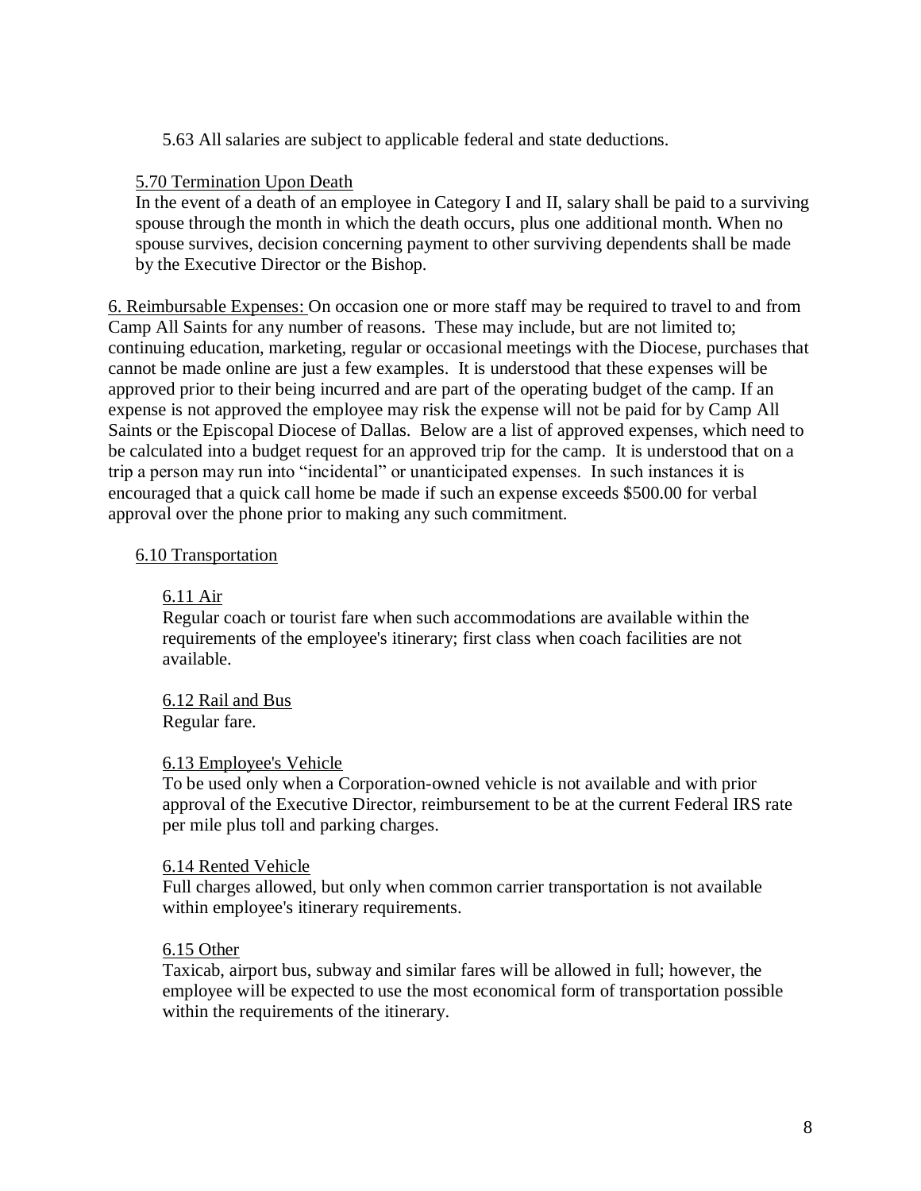5.63 All salaries are subject to applicable federal and state deductions.

5.70 Termination Upon Death

In the event of a death of an employee in Category I and II, salary shall be paid to a surviving spouse through the month in which the death occurs, plus one additional month. When no spouse survives, decision concerning payment to other surviving dependents shall be made by the Executive Director or the Bishop.

6. Reimbursable Expenses: On occasion one or more staff may be required to travel to and from Camp All Saints for any number of reasons. These may include, but are not limited to; continuing education, marketing, regular or occasional meetings with the Diocese, purchases that cannot be made online are just a few examples. It is understood that these expenses will be approved prior to their being incurred and are part of the operating budget of the camp. If an expense is not approved the employee may risk the expense will not be paid for by Camp All Saints or the Episcopal Diocese of Dallas. Below are a list of approved expenses, which need to be calculated into a budget request for an approved trip for the camp. It is understood that on a trip a person may run into "incidental" or unanticipated expenses. In such instances it is encouraged that a quick call home be made if such an expense exceeds $500.00 for verbal approval over the phone prior to making any such commitment.

6.10 Transportation

6.11 Air

Regular coach or tourist fare when such accommodations are available within the requirements of the employee's itinerary; first class when coach facilities are not available.

6.12 Rail and Bus

Regular fare.

6.13 Employee's Vehicle

To be used only when a Corporation-owned vehicle is not available and with prior approval of the Executive Director, reimbursement to be at the current Federal IRS rate per mile plus toll and parking charges.

6.14 Rented Vehicle

Full charges allowed, but only when common carrier transportation is not available within employee's itinerary requirements.

6.15 Other

Taxicab, airport bus, subway and similar fares will be allowed in full; however, the employee will be expected to use the most economical form of transportation possible within the requirements of the itinerary.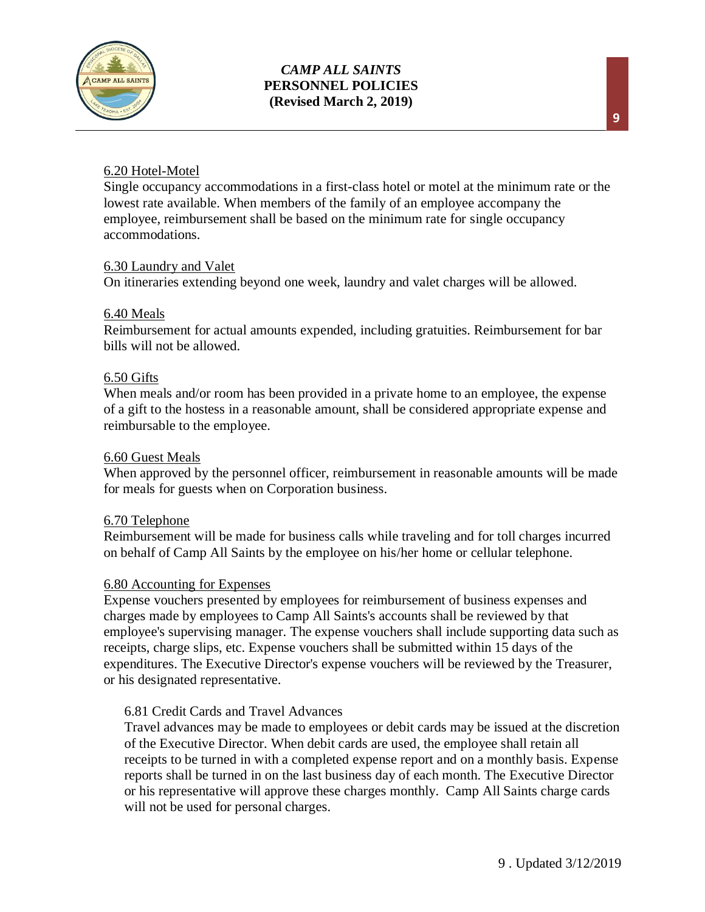6.20 Hotel-Motel

Single occupancy accommodations in a first-class hotel or motel at the minimum rate or the lowest rate available. When members of the family of an employee accompany the employee, reimbursement shall be based on the minimum rate for single occupancy accommodations.

6.30 Laundry and Valet

On itineraries extending beyond one week, laundry and valet charges will be allowed.

6.40 Meals

Reimbursement for actual amounts expended, including gratuities. Reimbursement for bar bills will not be allowed.

6.50 Gifts

When meals and/or room has been provided in a private home to an employee, the expense of a gift to the hostess in a reasonable amount, shall be considered appropriate expense and reimbursable to the employee.

6.60 Guest Meals

When approved by the personnel officer, reimbursement in reasonable amounts will be made for meals for guests when on Corporation business.

6.70 Telephone

Reimbursement will be made for business calls while traveling and for toll charges incurred on behalf of Camp All Saints by the employee on his/her home or cellular telephone.

6.80 Accounting for Expenses

Expense vouchers presented by employees for reimbursement of business expenses and charges made by employees to Camp All Saints's accounts shall be reviewed by that employee's supervising manager. The expense vouchers shall include supporting data such as receipts, charge slips, etc. Expense vouchers shall be submitted within 15 days of the expenditures. The Executive Director's expense vouchers will be reviewed by the Treasurer, or his designated representative.

6.81 Credit Cards and Travel Advances

Travel advances may be made to employees or debit cards may be issued at the discretion of the Executive Director. When debit cards are used, the employee shall retain all receipts to be turned in with a completed expense report and on a monthly basis. Expense reports shall be turned in on the last business day of each month. The Executive Director or his representative will approve these charges monthly. Camp All Saints charge cards will not be used for personal charges.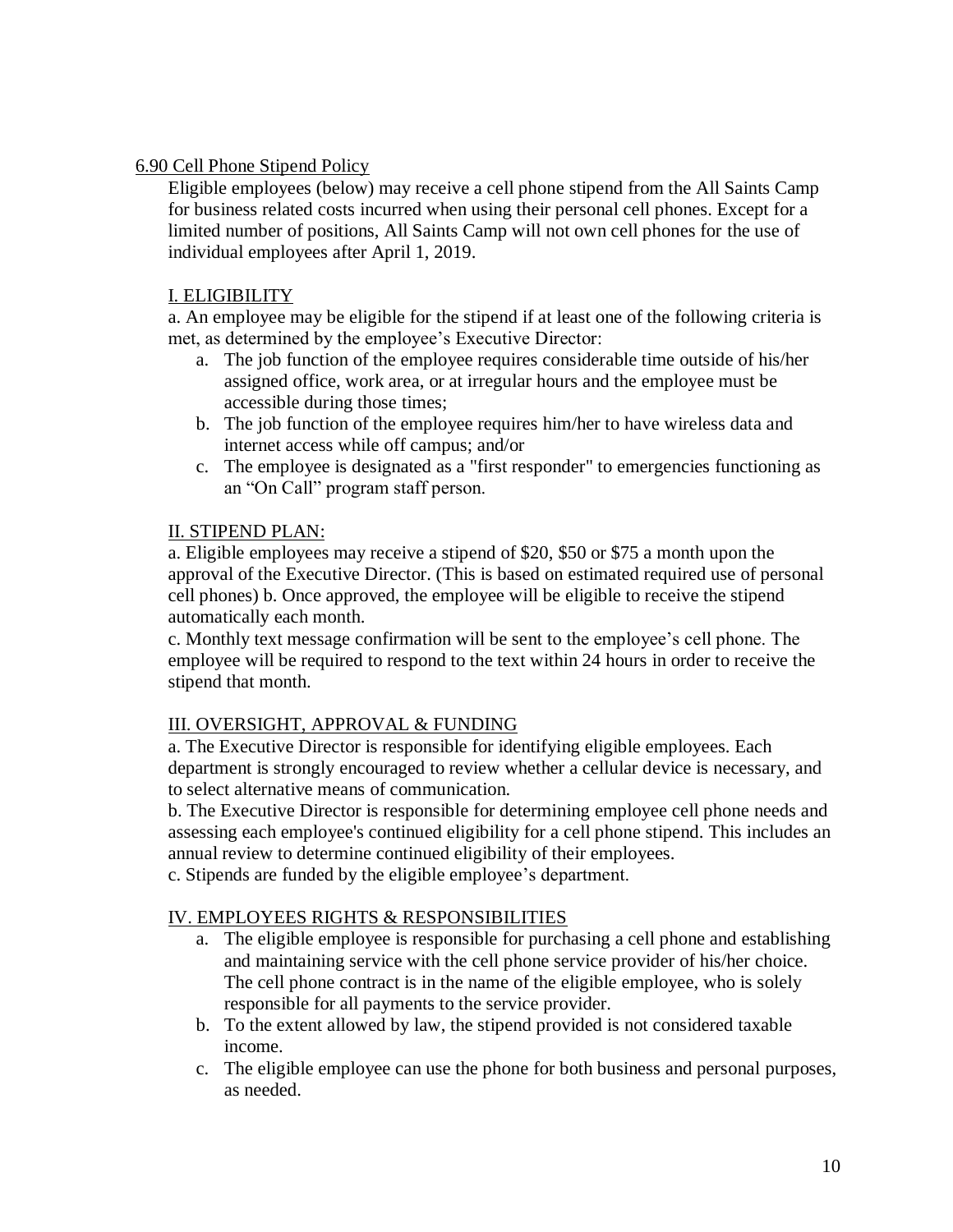## 6.90 Cell Phone Stipend Policy

Eligible employees (below) may receive a cell phone stipend from the All Saints Camp for business related costs incurred when using their personal cell phones. Except for a limited number of positions, All Saints Camp will not own cell phones for the use of individual employees after April 1, 2019.

### I. ELIGIBILITY

a. An employee may be eligible for the stipend if at least one of the following criteria is met, as determined by the employee's Executive Director:

a. The job function of the employee requires considerable time outside of his/her assigned office, work area, or at irregular hours and the employee must be accessible during those times;
b. The job function of the employee requires him/her to have wireless data and internet access while off campus; and/or
c. The employee is designated as a "first responder" to emergencies functioning as an "On Call" program staff person.

### II. STIPEND PLAN:

a. Eligible employees may receive a stipend of $20, $50 or $75 a month upon the approval of the Executive Director. (This is based on estimated required use of personal cell phones) b. Once approved, the employee will be eligible to receive the stipend automatically each month.

c. Monthly text message confirmation will be sent to the employee's cell phone. The employee will be required to respond to the text within 24 hours in order to receive the stipend that month.

### III. OVERSIGHT, APPROVAL & FUNDING

a. The Executive Director is responsible for identifying eligible employees. Each department is strongly encouraged to review whether a cellular device is necessary, and to select alternative means of communication.

b. The Executive Director is responsible for determining employee cell phone needs and assessing each employee's continued eligibility for a cell phone stipend. This includes an annual review to determine continued eligibility of their employees.

c. Stipends are funded by the eligible employee's department.

### IV. EMPLOYEES RIGHTS & RESPONSIBILITIES

a. The eligible employee is responsible for purchasing a cell phone and establishing and maintaining service with the cell phone service provider of his/her choice. The cell phone contract is in the name of the eligible employee, who is solely responsible for all payments to the service provider.
b. To the extent allowed by law, the stipend provided is not considered taxable income.
c. The eligible employee can use the phone for both business and personal purposes, as needed.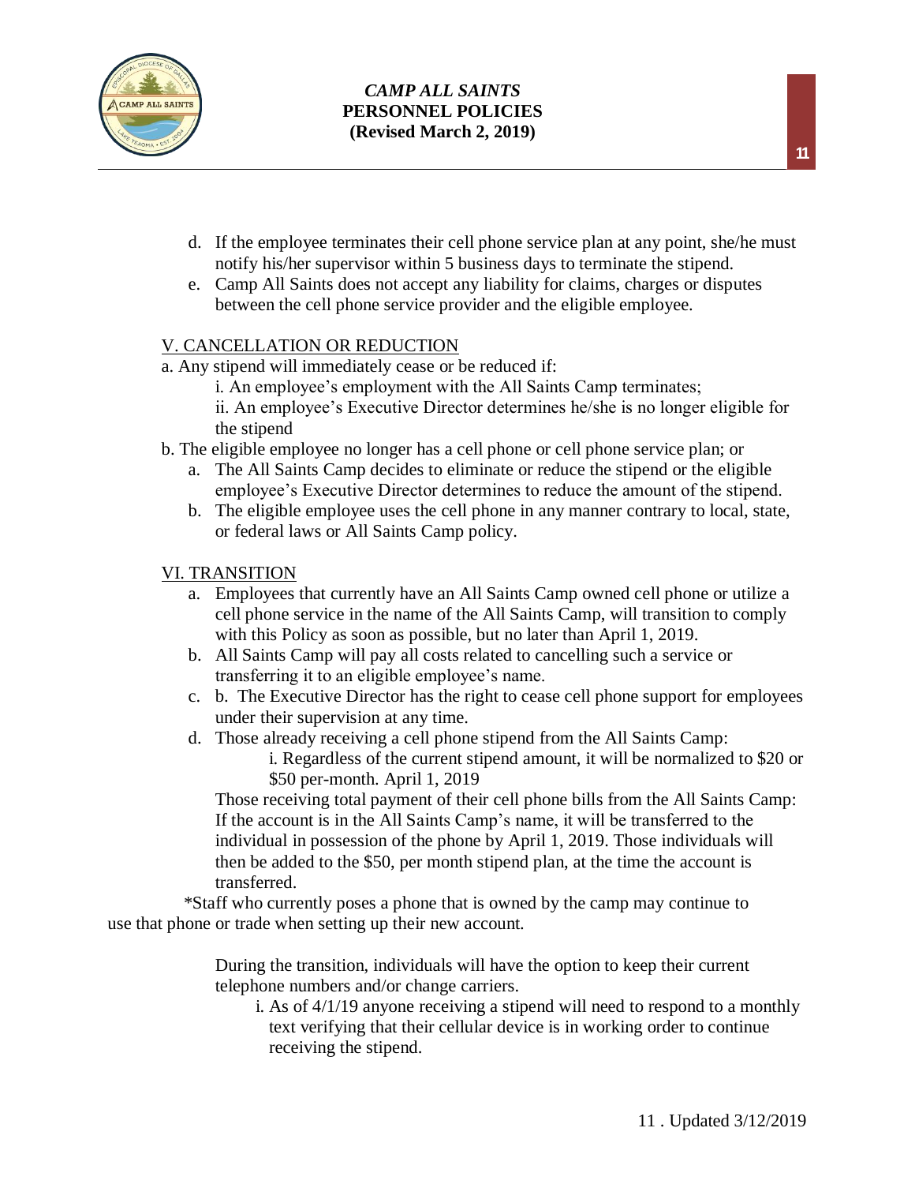d. If the employee terminates their cell phone service plan at any point, she/he must notify his/her supervisor within 5 business days to terminate the stipend.

e. Camp All Saints does not accept any liability for claims, charges or disputes between the cell phone service provider and the eligible employee.

V. CANCELLATION OR REDUCTION

a. Any stipend will immediately cease or be reduced if:

i. An employee's employment with the All Saints Camp terminates;

ii. An employee's Executive Director determines he/she is no longer eligible for the stipend

b. The eligible employee no longer has a cell phone or cell phone service plan; or

a. The All Saints Camp decides to eliminate or reduce the stipend or the eligible employee's Executive Director determines to reduce the amount of the stipend.

b. The eligible employee uses the cell phone in any manner contrary to local, state, or federal laws or All Saints Camp policy.

VI. TRANSITION

a. Employees that currently have an All Saints Camp owned cell phone or utilize a cell phone service in the name of the All Saints Camp, will transition to comply with this Policy as soon as possible, but no later than April 1, 2019.

b. All Saints Camp will pay all costs related to cancelling such a service or transferring it to an eligible employee's name.

c. b. The Executive Director has the right to cease cell phone support for employees under their supervision at any time.

d. Those already receiving a cell phone stipend from the All Saints Camp:

i. Regardless of the current stipend amount, it will be normalized to $20 or $50 per-month. April 1, 2019

Those receiving total payment of their cell phone bills from the All Saints Camp: If the account is in the All Saints Camp's name, it will be transferred to the individual in possession of the phone by April 1, 2019. Those individuals will then be added to the $50, per month stipend plan, at the time the account is transferred.

*Staff who currently poses a phone that is owned by the camp may continue to use that phone or trade when setting up their new account.

During the transition, individuals will have the option to keep their current telephone numbers and/or change carriers.

i. As of 4/1/19 anyone receiving a stipend will need to respond to a monthly text verifying that their cellular device is in working order to continue receiving the stipend.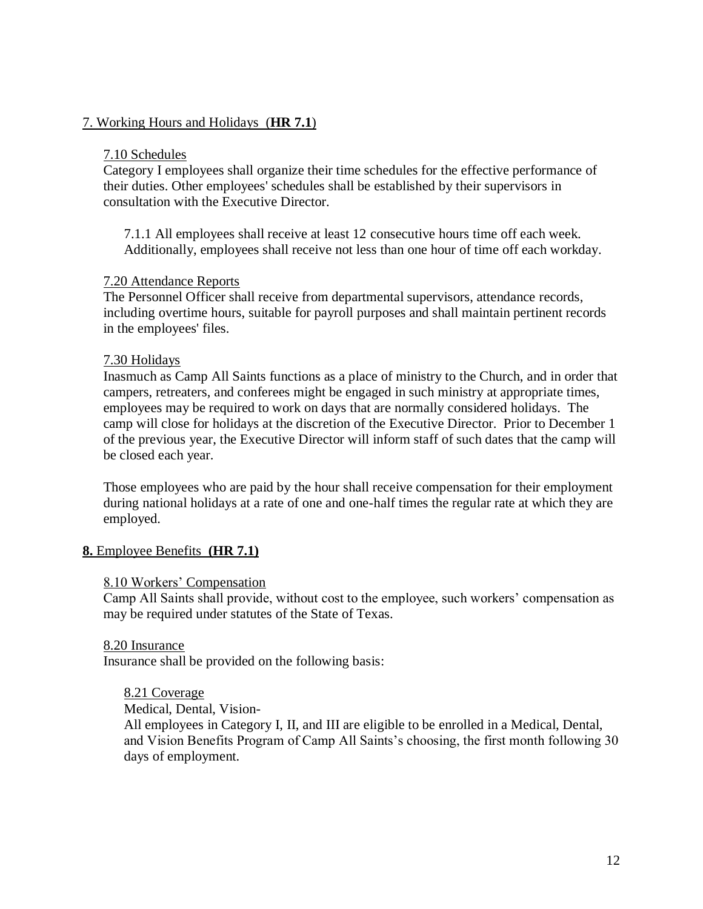## 7. Working Hours and Holidays (**HR 7.1**)

### 7.10 Schedules

Category I employees shall organize their time schedules for the effective performance of their duties. Other employees' schedules shall be established by their supervisors in consultation with the Executive Director.

7.1.1 All employees shall receive at least 12 consecutive hours time off each week. Additionally, employees shall receive not less than one hour of time off each workday.

### 7.20 Attendance Reports

The Personnel Officer shall receive from departmental supervisors, attendance records, including overtime hours, suitable for payroll purposes and shall maintain pertinent records in the employees' files.

### 7.30 Holidays

Inasmuch as Camp All Saints functions as a place of ministry to the Church, and in order that campers, retreaters, and conferees might be engaged in such ministry at appropriate times, employees may be required to work on days that are normally considered holidays. The camp will close for holidays at the discretion of the Executive Director. Prior to December 1 of the previous year, the Executive Director will inform staff of such dates that the camp will be closed each year.

Those employees who are paid by the hour shall receive compensation for their employment during national holidays at a rate of one and one-half times the regular rate at which they are employed.

## **8.** Employee Benefits **(HR 7.1)**

### 8.10 Workers' Compensation

Camp All Saints shall provide, without cost to the employee, such workers' compensation as may be required under statutes of the State of Texas.

### 8.20 Insurance

Insurance shall be provided on the following basis:

#### 8.21 Coverage

Medical, Dental, Vision-

All employees in Category I, II, and III are eligible to be enrolled in a Medical, Dental, and Vision Benefits Program of Camp All Saints's choosing, the first month following 30 days of employment.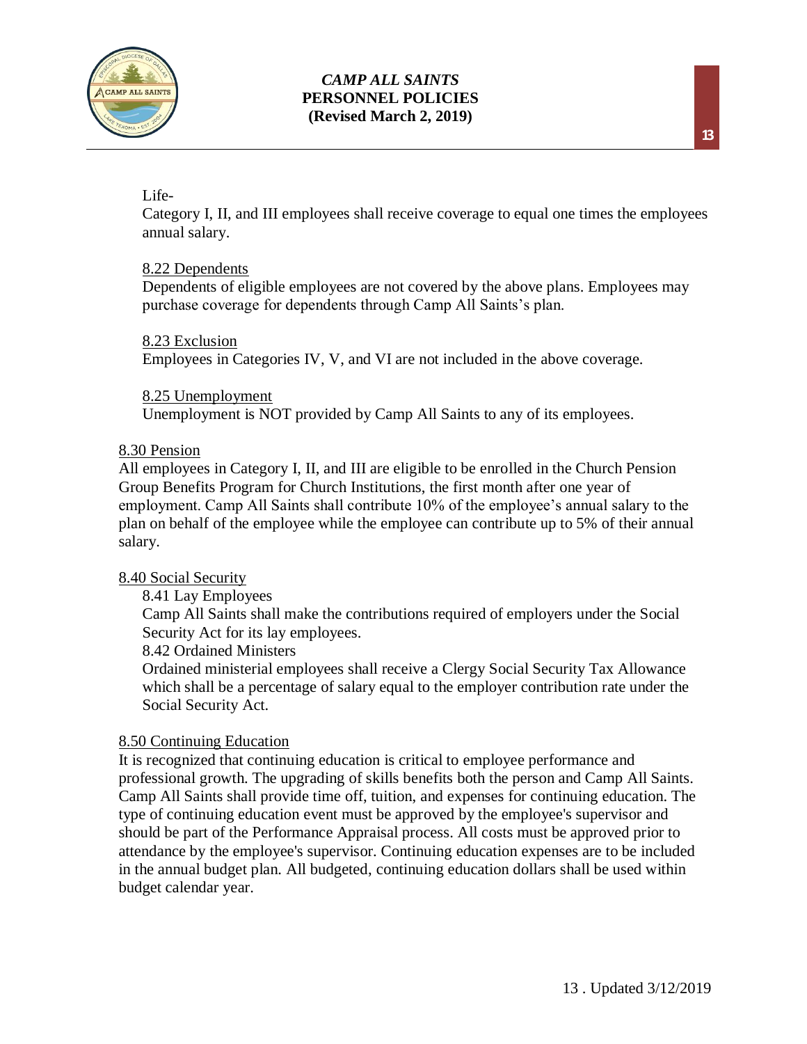Life-

Category I, II, and III employees shall receive coverage to equal one times the employees annual salary.

8.22 Dependents

Dependents of eligible employees are not covered by the above plans. Employees may purchase coverage for dependents through Camp All Saints's plan.

8.23 Exclusion

Employees in Categories IV, V, and VI are not included in the above coverage.

8.25 Unemployment

Unemployment is NOT provided by Camp All Saints to any of its employees.

8.30 Pension

All employees in Category I, II, and III are eligible to be enrolled in the Church Pension Group Benefits Program for Church Institutions, the first month after one year of employment. Camp All Saints shall contribute 10% of the employee's annual salary to the plan on behalf of the employee while the employee can contribute up to 5% of their annual salary.

8.40 Social Security

8.41 Lay Employees

Camp All Saints shall make the contributions required of employers under the Social Security Act for its lay employees.

8.42 Ordained Ministers

Ordained ministerial employees shall receive a Clergy Social Security Tax Allowance which shall be a percentage of salary equal to the employer contribution rate under the Social Security Act.

8.50 Continuing Education

It is recognized that continuing education is critical to employee performance and professional growth. The upgrading of skills benefits both the person and Camp All Saints. Camp All Saints shall provide time off, tuition, and expenses for continuing education. The type of continuing education event must be approved by the employee's supervisor and should be part of the Performance Appraisal process. All costs must be approved prior to attendance by the employee's supervisor. Continuing education expenses are to be included in the annual budget plan. All budgeted, continuing education dollars shall be used within budget calendar year.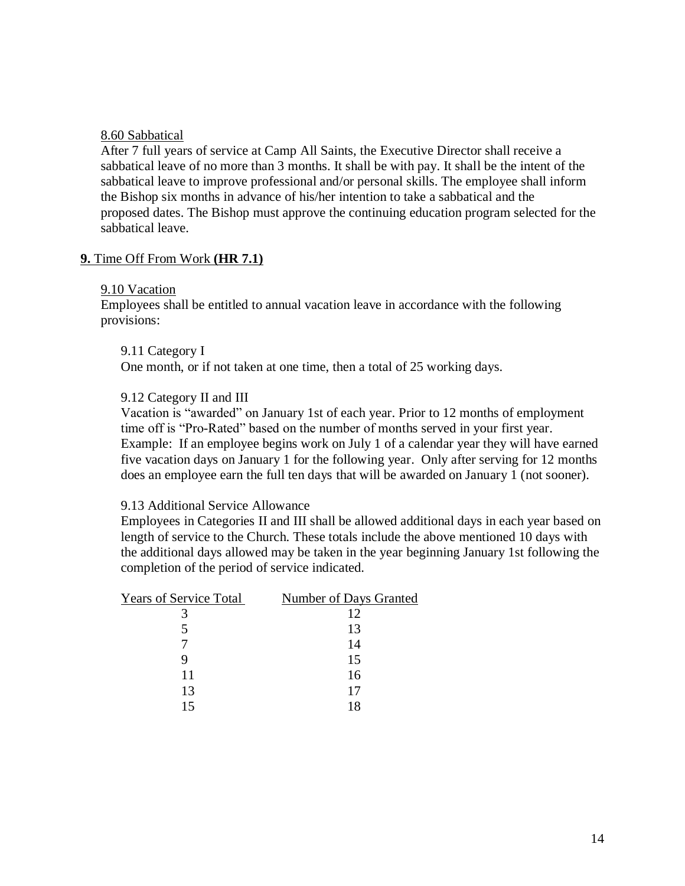8.60 Sabbatical

After 7 full years of service at Camp All Saints, the Executive Director shall receive a sabbatical leave of no more than 3 months. It shall be with pay. It shall be the intent of the sabbatical leave to improve professional and/or personal skills. The employee shall inform the Bishop six months in advance of his/her intention to take a sabbatical and the proposed dates. The Bishop must approve the continuing education program selected for the sabbatical leave.

## **9.** Time Off From Work **(HR 7.1)**

9.10 Vacation

Employees shall be entitled to annual vacation leave in accordance with the following provisions:

9.11 Category I

One month, or if not taken at one time, then a total of 25 working days.

9.12 Category II and III

Vacation is "awarded" on January 1st of each year. Prior to 12 months of employment time off is "Pro-Rated" based on the number of months served in your first year. Example: If an employee begins work on July 1 of a calendar year they will have earned five vacation days on January 1 for the following year. Only after serving for 12 months does an employee earn the full ten days that will be awarded on January 1 (not sooner).

9.13 Additional Service Allowance

Employees in Categories II and III shall be allowed additional days in each year based on length of service to the Church. These totals include the above mentioned 10 days with the additional days allowed may be taken in the year beginning January 1st following the completion of the period of service indicated.

| Years of Service Total | Number of Days Granted |
|---|---|
| 3 | 12 |
| 5 | 13 |
| 7 | 14 |
| 9 | 15 |
| 11 | 16 |
| 13 | 17 |
| 15 | 18 |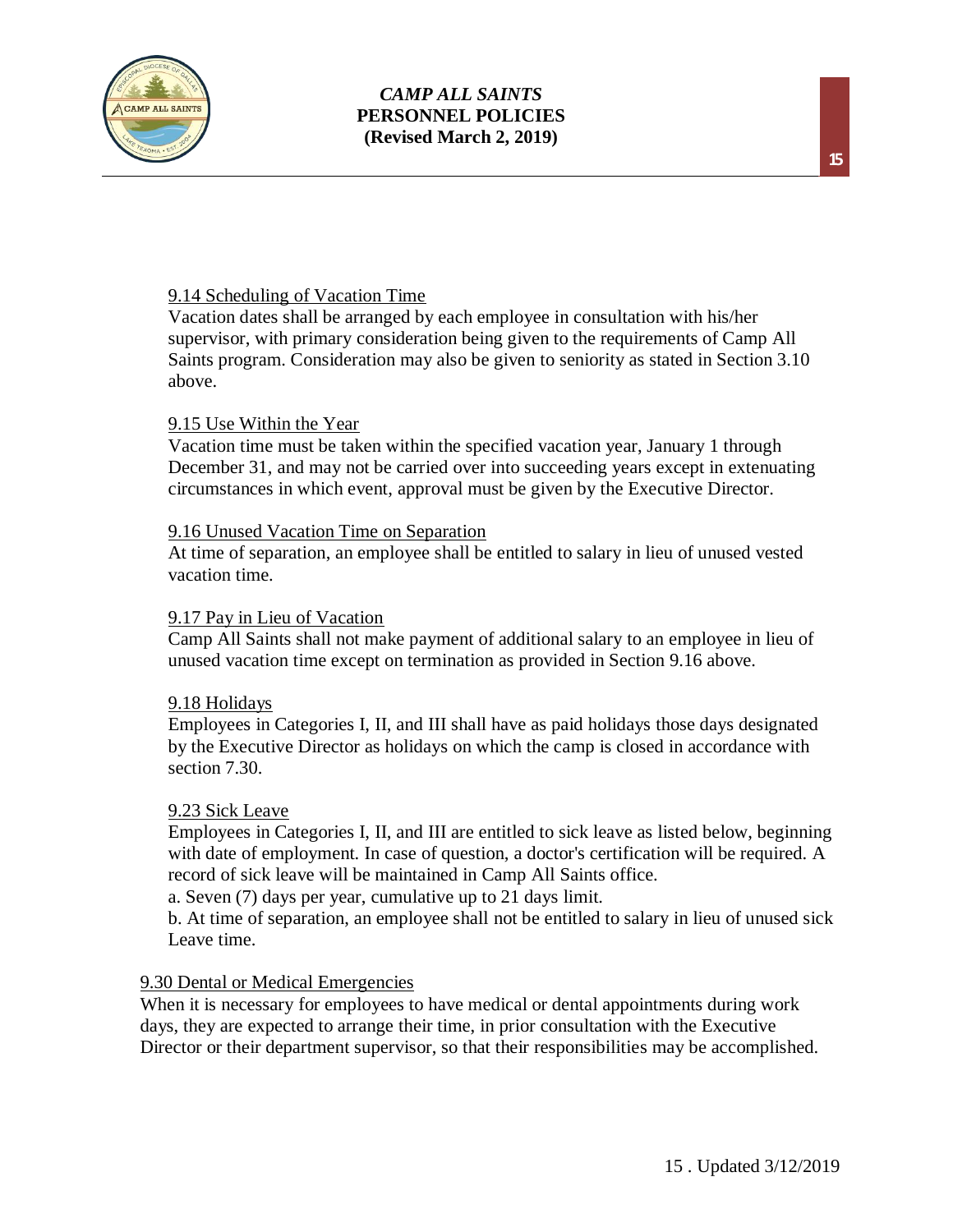9.14 Scheduling of Vacation Time

Vacation dates shall be arranged by each employee in consultation with his/her supervisor, with primary consideration being given to the requirements of Camp All Saints program. Consideration may also be given to seniority as stated in Section 3.10 above.

9.15 Use Within the Year

Vacation time must be taken within the specified vacation year, January 1 through December 31, and may not be carried over into succeeding years except in extenuating circumstances in which event, approval must be given by the Executive Director.

9.16 Unused Vacation Time on Separation

At time of separation, an employee shall be entitled to salary in lieu of unused vested vacation time.

9.17 Pay in Lieu of Vacation

Camp All Saints shall not make payment of additional salary to an employee in lieu of unused vacation time except on termination as provided in Section 9.16 above.

9.18 Holidays

Employees in Categories I, II, and III shall have as paid holidays those days designated by the Executive Director as holidays on which the camp is closed in accordance with section 7.30.

9.23 Sick Leave

Employees in Categories I, II, and III are entitled to sick leave as listed below, beginning with date of employment. In case of question, a doctor's certification will be required. A record of sick leave will be maintained in Camp All Saints office.

a. Seven (7) days per year, cumulative up to 21 days limit.

b. At time of separation, an employee shall not be entitled to salary in lieu of unused sick Leave time.

9.30 Dental or Medical Emergencies

When it is necessary for employees to have medical or dental appointments during work days, they are expected to arrange their time, in prior consultation with the Executive Director or their department supervisor, so that their responsibilities may be accomplished.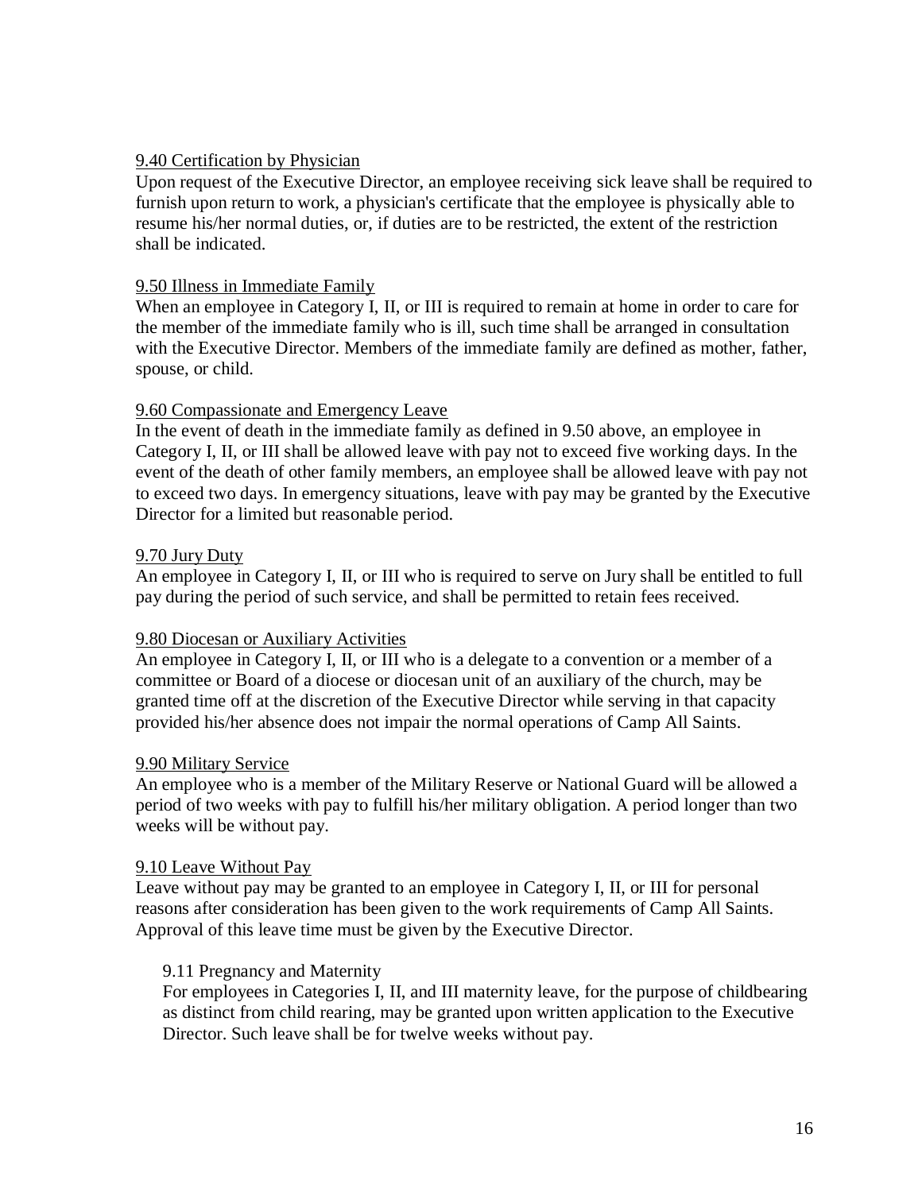9.40 Certification by Physician

Upon request of the Executive Director, an employee receiving sick leave shall be required to furnish upon return to work, a physician's certificate that the employee is physically able to resume his/her normal duties, or, if duties are to be restricted, the extent of the restriction shall be indicated.

9.50 Illness in Immediate Family

When an employee in Category I, II, or III is required to remain at home in order to care for the member of the immediate family who is ill, such time shall be arranged in consultation with the Executive Director. Members of the immediate family are defined as mother, father, spouse, or child.

9.60 Compassionate and Emergency Leave

In the event of death in the immediate family as defined in 9.50 above, an employee in Category I, II, or III shall be allowed leave with pay not to exceed five working days. In the event of the death of other family members, an employee shall be allowed leave with pay not to exceed two days. In emergency situations, leave with pay may be granted by the Executive Director for a limited but reasonable period.

9.70 Jury Duty

An employee in Category I, II, or III who is required to serve on Jury shall be entitled to full pay during the period of such service, and shall be permitted to retain fees received.

9.80 Diocesan or Auxiliary Activities

An employee in Category I, II, or III who is a delegate to a convention or a member of a committee or Board of a diocese or diocesan unit of an auxiliary of the church, may be granted time off at the discretion of the Executive Director while serving in that capacity provided his/her absence does not impair the normal operations of Camp All Saints.

9.90 Military Service

An employee who is a member of the Military Reserve or National Guard will be allowed a period of two weeks with pay to fulfill his/her military obligation. A period longer than two weeks will be without pay.

9.10 Leave Without Pay

Leave without pay may be granted to an employee in Category I, II, or III for personal reasons after consideration has been given to the work requirements of Camp All Saints. Approval of this leave time must be given by the Executive Director.

9.11 Pregnancy and Maternity

For employees in Categories I, II, and III maternity leave, for the purpose of childbearing as distinct from child rearing, may be granted upon written application to the Executive Director. Such leave shall be for twelve weeks without pay.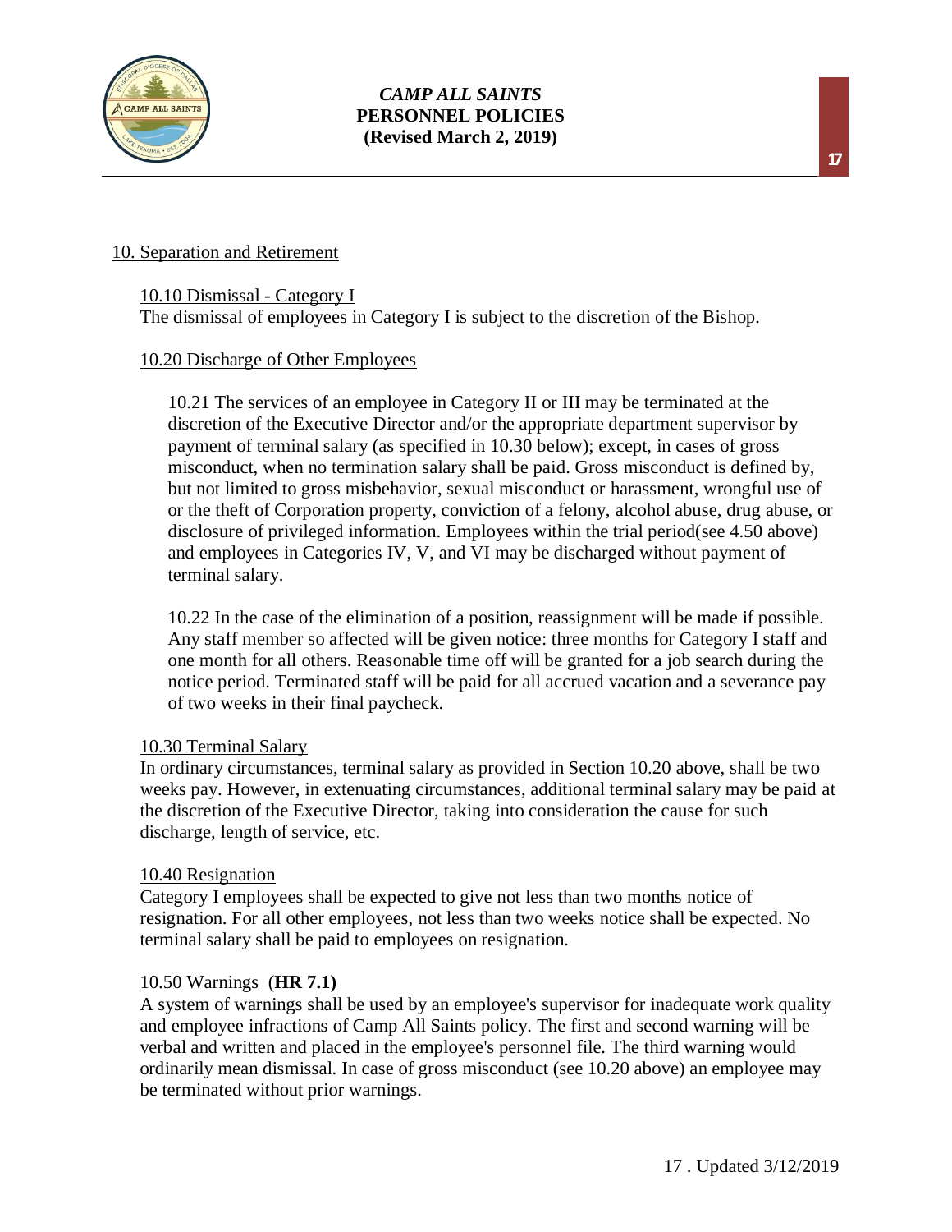## 10. Separation and Retirement

### 10.10 Dismissal - Category I

The dismissal of employees in Category I is subject to the discretion of the Bishop.

### 10.20 Discharge of Other Employees

10.21 The services of an employee in Category II or III may be terminated at the discretion of the Executive Director and/or the appropriate department supervisor by payment of terminal salary (as specified in 10.30 below); except, in cases of gross misconduct, when no termination salary shall be paid. Gross misconduct is defined by, but not limited to gross misbehavior, sexual misconduct or harassment, wrongful use of or the theft of Corporation property, conviction of a felony, alcohol abuse, drug abuse, or disclosure of privileged information. Employees within the trial period(see 4.50 above) and employees in Categories IV, V, and VI may be discharged without payment of terminal salary.

10.22 In the case of the elimination of a position, reassignment will be made if possible. Any staff member so affected will be given notice: three months for Category I staff and one month for all others. Reasonable time off will be granted for a job search during the notice period. Terminated staff will be paid for all accrued vacation and a severance pay of two weeks in their final paycheck.

### 10.30 Terminal Salary

In ordinary circumstances, terminal salary as provided in Section 10.20 above, shall be two weeks pay. However, in extenuating circumstances, additional terminal salary may be paid at the discretion of the Executive Director, taking into consideration the cause for such discharge, length of service, etc.

### 10.40 Resignation

Category I employees shall be expected to give not less than two months notice of resignation. For all other employees, not less than two weeks notice shall be expected. No terminal salary shall be paid to employees on resignation.

### 10.50 Warnings (**HR 7.1)**

A system of warnings shall be used by an employee's supervisor for inadequate work quality and employee infractions of Camp All Saints policy. The first and second warning will be verbal and written and placed in the employee's personnel file. The third warning would ordinarily mean dismissal. In case of gross misconduct (see 10.20 above) an employee may be terminated without prior warnings.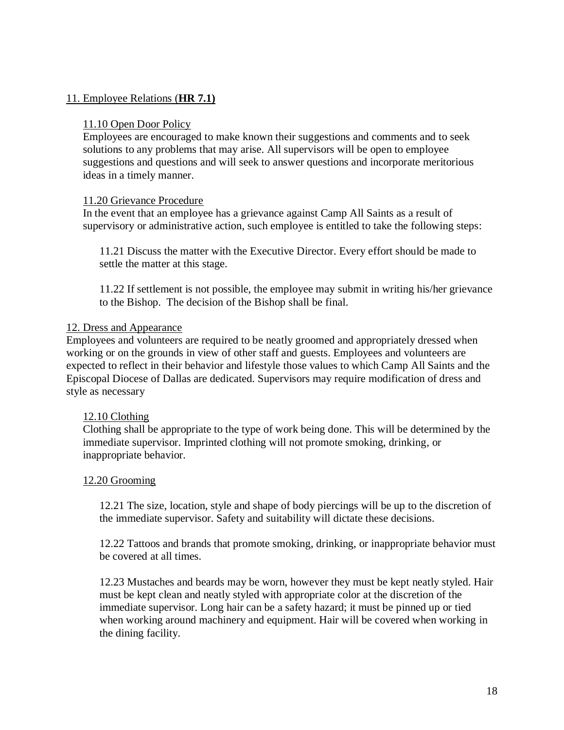## 11. Employee Relations (**HR 7.1)**

### 11.10 Open Door Policy

Employees are encouraged to make known their suggestions and comments and to seek solutions to any problems that may arise. All supervisors will be open to employee suggestions and questions and will seek to answer questions and incorporate meritorious ideas in a timely manner.

### 11.20 Grievance Procedure

In the event that an employee has a grievance against Camp All Saints as a result of supervisory or administrative action, such employee is entitled to take the following steps:

11.21 Discuss the matter with the Executive Director. Every effort should be made to settle the matter at this stage.

11.22 If settlement is not possible, the employee may submit in writing his/her grievance to the Bishop. The decision of the Bishop shall be final.

## 12. Dress and Appearance

Employees and volunteers are required to be neatly groomed and appropriately dressed when working or on the grounds in view of other staff and guests. Employees and volunteers are expected to reflect in their behavior and lifestyle those values to which Camp All Saints and the Episcopal Diocese of Dallas are dedicated. Supervisors may require modification of dress and style as necessary

### 12.10 Clothing

Clothing shall be appropriate to the type of work being done. This will be determined by the immediate supervisor. Imprinted clothing will not promote smoking, drinking, or inappropriate behavior.

### 12.20 Grooming

12.21 The size, location, style and shape of body piercings will be up to the discretion of the immediate supervisor. Safety and suitability will dictate these decisions.

12.22 Tattoos and brands that promote smoking, drinking, or inappropriate behavior must be covered at all times.

12.23 Mustaches and beards may be worn, however they must be kept neatly styled. Hair must be kept clean and neatly styled with appropriate color at the discretion of the immediate supervisor. Long hair can be a safety hazard; it must be pinned up or tied when working around machinery and equipment. Hair will be covered when working in the dining facility.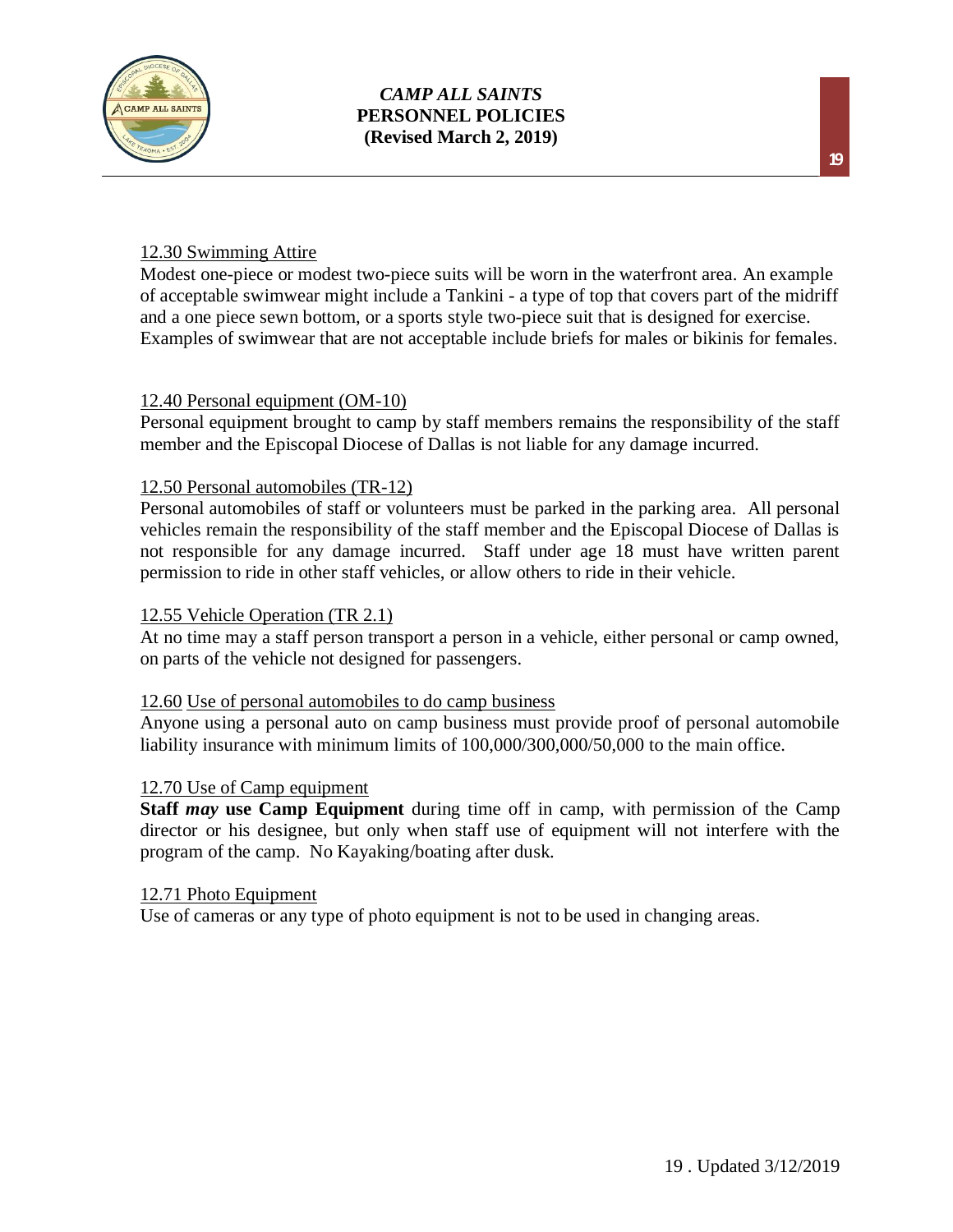12.30 Swimming Attire

Modest one-piece or modest two-piece suits will be worn in the waterfront area. An example of acceptable swimwear might include a Tankini - a type of top that covers part of the midriff and a one piece sewn bottom, or a sports style two-piece suit that is designed for exercise. Examples of swimwear that are not acceptable include briefs for males or bikinis for females.

12.40 Personal equipment (OM-10)

Personal equipment brought to camp by staff members remains the responsibility of the staff member and the Episcopal Diocese of Dallas is not liable for any damage incurred.

12.50 Personal automobiles (TR-12)

Personal automobiles of staff or volunteers must be parked in the parking area. All personal vehicles remain the responsibility of the staff member and the Episcopal Diocese of Dallas is not responsible for any damage incurred. Staff under age 18 must have written parent permission to ride in other staff vehicles, or allow others to ride in their vehicle.

12.55 Vehicle Operation (TR 2.1)

At no time may a staff person transport a person in a vehicle, either personal or camp owned, on parts of the vehicle not designed for passengers.

12.60 Use of personal automobiles to do camp business

Anyone using a personal auto on camp business must provide proof of personal automobile liability insurance with minimum limits of 100,000/300,000/50,000 to the main office.

12.70 Use of Camp equipment

**Staff *may* use Camp Equipment** during time off in camp, with permission of the Camp director or his designee, but only when staff use of equipment will not interfere with the program of the camp. No Kayaking/boating after dusk.

12.71 Photo Equipment

Use of cameras or any type of photo equipment is not to be used in changing areas.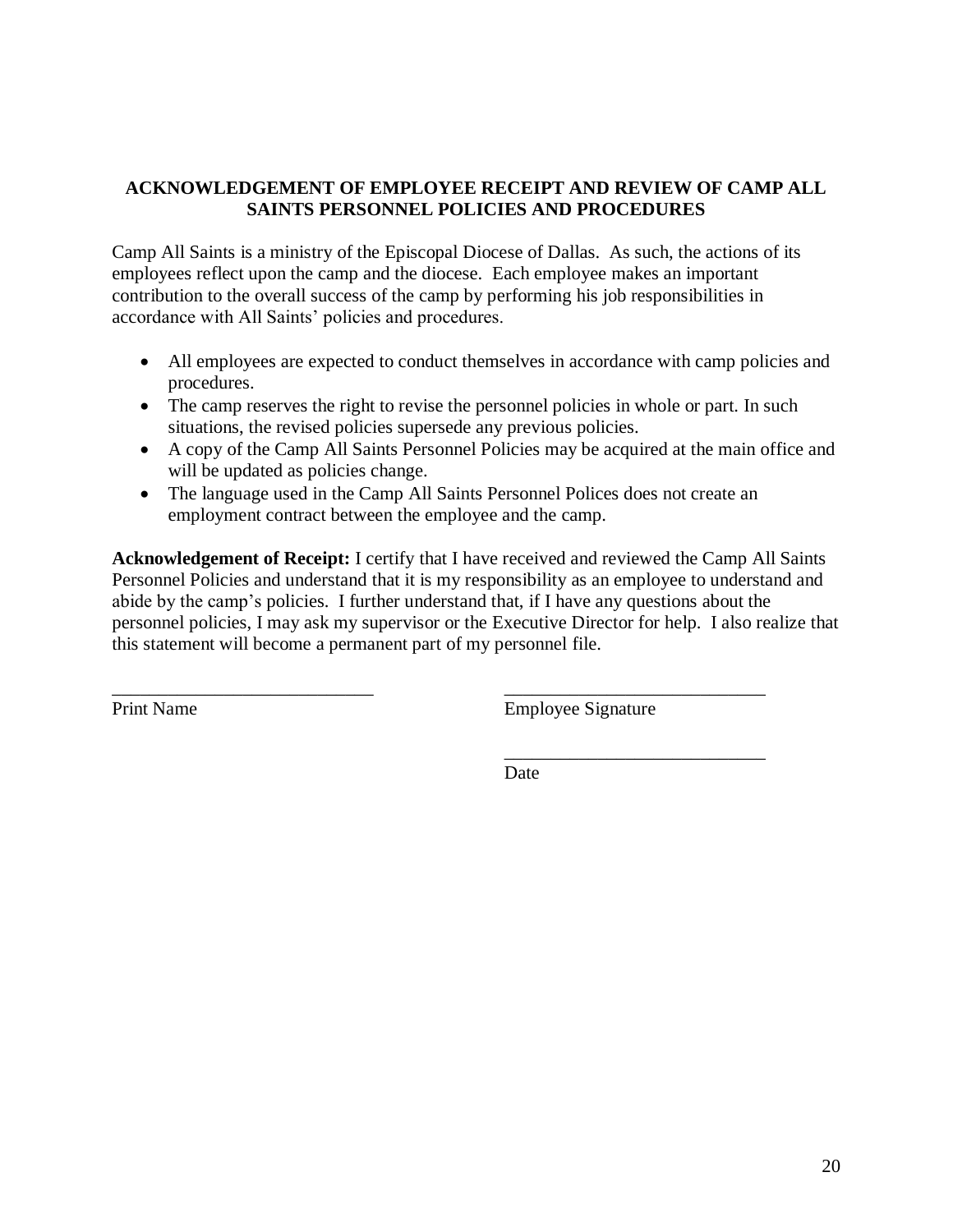## ACKNOWLEDGEMENT OF EMPLOYEE RECEIPT AND REVIEW OF CAMP ALL SAINTS PERSONNEL POLICIES AND PROCEDURES

Camp All Saints is a ministry of the Episcopal Diocese of Dallas. As such, the actions of its employees reflect upon the camp and the diocese. Each employee makes an important contribution to the overall success of the camp by performing his job responsibilities in accordance with All Saints' policies and procedures.

- All employees are expected to conduct themselves in accordance with camp policies and procedures.
- The camp reserves the right to revise the personnel policies in whole or part. In such situations, the revised policies supersede any previous policies.
- A copy of the Camp All Saints Personnel Policies may be acquired at the main office and will be updated as policies change.
- The language used in the Camp All Saints Personnel Polices does not create an employment contract between the employee and the camp.

**Acknowledgement of Receipt:** I certify that I have received and reviewed the Camp All Saints Personnel Policies and understand that it is my responsibility as an employee to understand and abide by the camp's policies. I further understand that, if I have any questions about the personnel policies, I may ask my supervisor or the Executive Director for help. I also realize that this statement will become a permanent part of my personnel file.

\_\_\_\_\_\_\_\_\_\_\_\_\_\_\_\_\_\_\_\_\_\_\_\_\_\_\_\_ \_\_\_\_\_\_\_\_\_\_\_\_\_\_\_\_\_\_\_\_\_\_\_\_\_\_\_\_

Print Name Employee Signature

\_\_\_\_\_\_\_\_\_\_\_\_\_\_\_\_\_\_\_\_\_\_\_\_\_\_\_\_

Date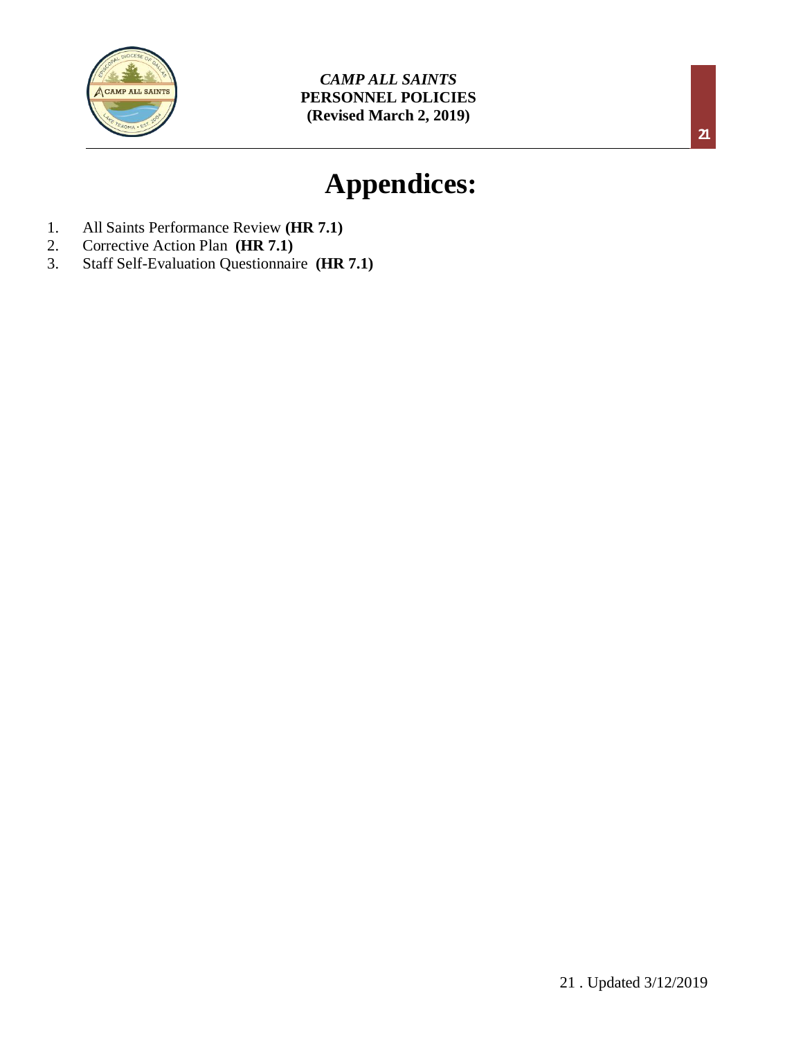# Appendices:

1. All Saints Performance Review **(HR 7.1)**
2. Corrective Action Plan **(HR 7.1)**
3. Staff Self-Evaluation Questionnaire **(HR 7.1)**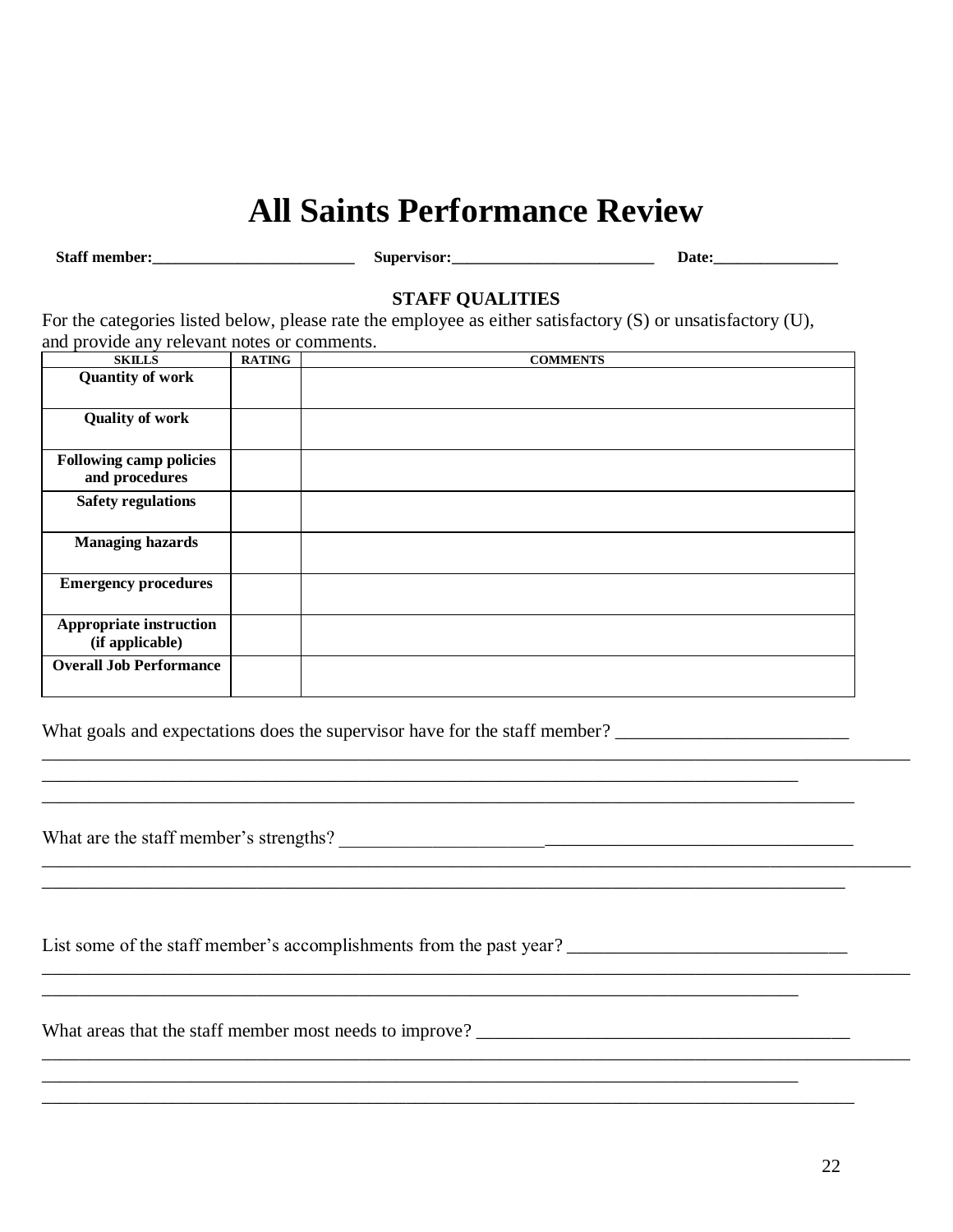# All Saints Performance Review

**Staff member:**__________________________ **Supervisor:**__________________________ **Date:**________________

**STAFF QUALITIES**

For the categories listed below, please rate the employee as either satisfactory (S) or unsatisfactory (U), and provide any relevant notes or comments.

| SKILLS | RATING | COMMENTS |
|---|---|---|
| **Quantity of work** | | |
| **Quality of work** | | |
| **Following camp policies and procedures** | | |
| **Safety regulations** | | |
| **Managing hazards** | | |
| **Emergency procedures** | | |
| **Appropriate instruction (if applicable)** | | |
| **Overall Job Performance** | | |

What goals and expectations does the supervisor have for the staff member? __________________________
____________________________________________________________________________________________
____________________________________________________________________________________
__________________________________________________________________________________________

What are the staff member's strengths? __________________________________________________________
____________________________________________________________________________________________
_________________________________________________________________________________________

List some of the staff member's accomplishments from the past year? ______________________________
____________________________________________________________________________________________
____________________________________________________________________________________

What areas that the staff member most needs to improve? _________________________________________
____________________________________________________________________________________________
____________________________________________________________________________________
__________________________________________________________________________________________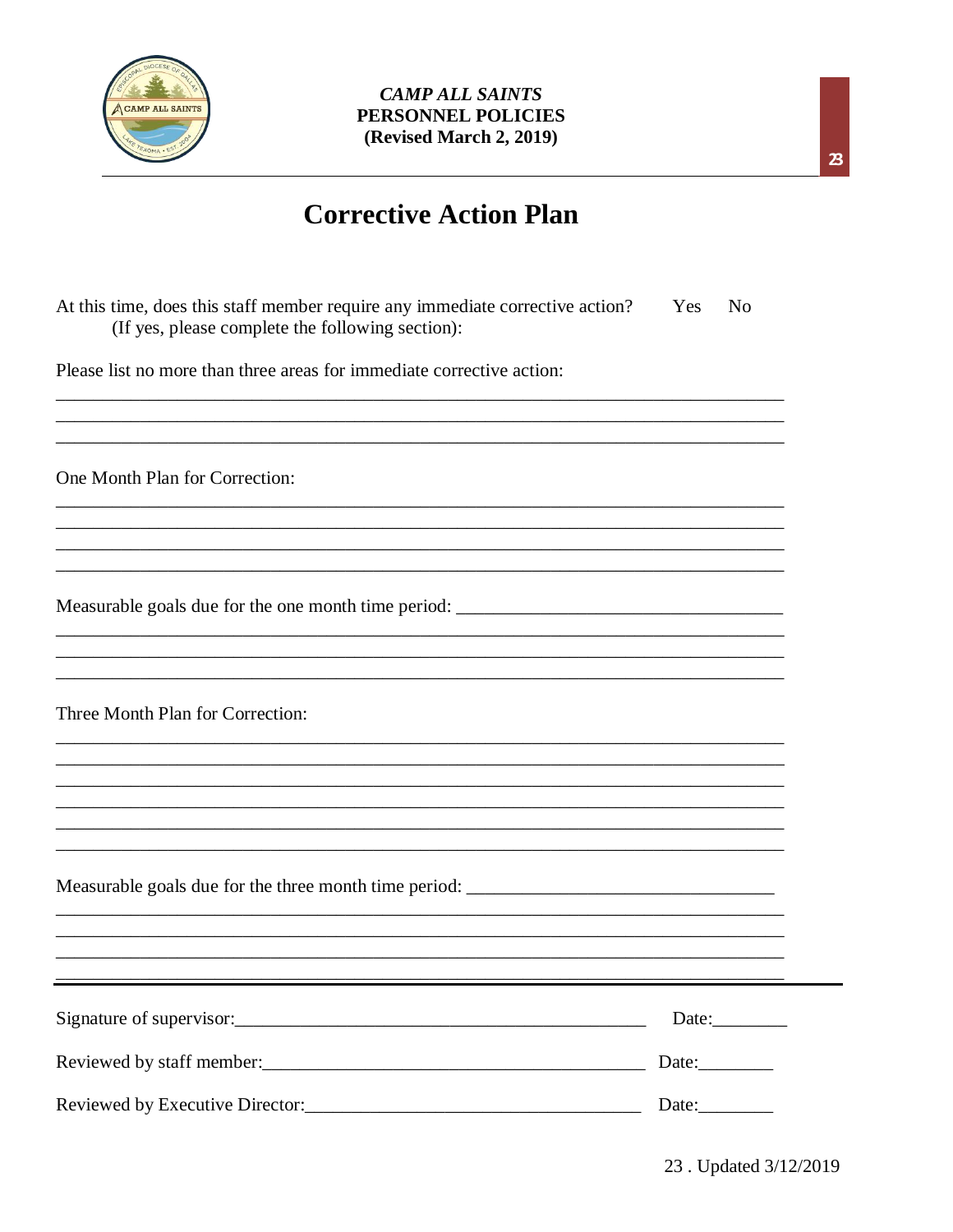# Corrective Action Plan

At this time, does this staff member require any immediate corrective action? Yes No
(If yes, please complete the following section):

Please list no more than three areas for immediate corrective action:

\_\_\_\_\_\_\_\_\_\_\_\_\_\_\_\_\_\_\_\_\_\_\_\_\_\_\_\_\_\_\_\_\_\_\_\_\_\_\_\_\_\_\_\_\_\_\_\_\_\_\_\_\_\_\_\_\_\_\_\_\_\_\_\_\_\_\_\_\_\_\_\_\_\_\_\_

\_\_\_\_\_\_\_\_\_\_\_\_\_\_\_\_\_\_\_\_\_\_\_\_\_\_\_\_\_\_\_\_\_\_\_\_\_\_\_\_\_\_\_\_\_\_\_\_\_\_\_\_\_\_\_\_\_\_\_\_\_\_\_\_\_\_\_\_\_\_\_\_\_\_\_\_

\_\_\_\_\_\_\_\_\_\_\_\_\_\_\_\_\_\_\_\_\_\_\_\_\_\_\_\_\_\_\_\_\_\_\_\_\_\_\_\_\_\_\_\_\_\_\_\_\_\_\_\_\_\_\_\_\_\_\_\_\_\_\_\_\_\_\_\_\_\_\_\_\_\_\_\_

One Month Plan for Correction:

\_\_\_\_\_\_\_\_\_\_\_\_\_\_\_\_\_\_\_\_\_\_\_\_\_\_\_\_\_\_\_\_\_\_\_\_\_\_\_\_\_\_\_\_\_\_\_\_\_\_\_\_\_\_\_\_\_\_\_\_\_\_\_\_\_\_\_\_\_\_\_\_\_\_\_\_

\_\_\_\_\_\_\_\_\_\_\_\_\_\_\_\_\_\_\_\_\_\_\_\_\_\_\_\_\_\_\_\_\_\_\_\_\_\_\_\_\_\_\_\_\_\_\_\_\_\_\_\_\_\_\_\_\_\_\_\_\_\_\_\_\_\_\_\_\_\_\_\_\_\_\_\_

\_\_\_\_\_\_\_\_\_\_\_\_\_\_\_\_\_\_\_\_\_\_\_\_\_\_\_\_\_\_\_\_\_\_\_\_\_\_\_\_\_\_\_\_\_\_\_\_\_\_\_\_\_\_\_\_\_\_\_\_\_\_\_\_\_\_\_\_\_\_\_\_\_\_\_\_

\_\_\_\_\_\_\_\_\_\_\_\_\_\_\_\_\_\_\_\_\_\_\_\_\_\_\_\_\_\_\_\_\_\_\_\_\_\_\_\_\_\_\_\_\_\_\_\_\_\_\_\_\_\_\_\_\_\_\_\_\_\_\_\_\_\_\_\_\_\_\_\_\_\_\_\_

Measurable goals due for the one month time period: \_\_\_\_\_\_\_\_\_\_\_\_\_\_\_\_\_\_\_\_\_\_\_\_\_\_\_\_\_\_\_\_\_\_\_

\_\_\_\_\_\_\_\_\_\_\_\_\_\_\_\_\_\_\_\_\_\_\_\_\_\_\_\_\_\_\_\_\_\_\_\_\_\_\_\_\_\_\_\_\_\_\_\_\_\_\_\_\_\_\_\_\_\_\_\_\_\_\_\_\_\_\_\_\_\_\_\_\_\_\_\_

\_\_\_\_\_\_\_\_\_\_\_\_\_\_\_\_\_\_\_\_\_\_\_\_\_\_\_\_\_\_\_\_\_\_\_\_\_\_\_\_\_\_\_\_\_\_\_\_\_\_\_\_\_\_\_\_\_\_\_\_\_\_\_\_\_\_\_\_\_\_\_\_\_\_\_\_

\_\_\_\_\_\_\_\_\_\_\_\_\_\_\_\_\_\_\_\_\_\_\_\_\_\_\_\_\_\_\_\_\_\_\_\_\_\_\_\_\_\_\_\_\_\_\_\_\_\_\_\_\_\_\_\_\_\_\_\_\_\_\_\_\_\_\_\_\_\_\_\_\_\_\_\_

Three Month Plan for Correction:

\_\_\_\_\_\_\_\_\_\_\_\_\_\_\_\_\_\_\_\_\_\_\_\_\_\_\_\_\_\_\_\_\_\_\_\_\_\_\_\_\_\_\_\_\_\_\_\_\_\_\_\_\_\_\_\_\_\_\_\_\_\_\_\_\_\_\_\_\_\_\_\_\_\_\_\_

\_\_\_\_\_\_\_\_\_\_\_\_\_\_\_\_\_\_\_\_\_\_\_\_\_\_\_\_\_\_\_\_\_\_\_\_\_\_\_\_\_\_\_\_\_\_\_\_\_\_\_\_\_\_\_\_\_\_\_\_\_\_\_\_\_\_\_\_\_\_\_\_\_\_\_\_

\_\_\_\_\_\_\_\_\_\_\_\_\_\_\_\_\_\_\_\_\_\_\_\_\_\_\_\_\_\_\_\_\_\_\_\_\_\_\_\_\_\_\_\_\_\_\_\_\_\_\_\_\_\_\_\_\_\_\_\_\_\_\_\_\_\_\_\_\_\_\_\_\_\_\_\_

\_\_\_\_\_\_\_\_\_\_\_\_\_\_\_\_\_\_\_\_\_\_\_\_\_\_\_\_\_\_\_\_\_\_\_\_\_\_\_\_\_\_\_\_\_\_\_\_\_\_\_\_\_\_\_\_\_\_\_\_\_\_\_\_\_\_\_\_\_\_\_\_\_\_\_\_

\_\_\_\_\_\_\_\_\_\_\_\_\_\_\_\_\_\_\_\_\_\_\_\_\_\_\_\_\_\_\_\_\_\_\_\_\_\_\_\_\_\_\_\_\_\_\_\_\_\_\_\_\_\_\_\_\_\_\_\_\_\_\_\_\_\_\_\_\_\_\_\_\_\_\_\_

\_\_\_\_\_\_\_\_\_\_\_\_\_\_\_\_\_\_\_\_\_\_\_\_\_\_\_\_\_\_\_\_\_\_\_\_\_\_\_\_\_\_\_\_\_\_\_\_\_\_\_\_\_\_\_\_\_\_\_\_\_\_\_\_\_\_\_\_\_\_\_\_\_\_\_\_

Measurable goals due for the three month time period: \_\_\_\_\_\_\_\_\_\_\_\_\_\_\_\_\_\_\_\_\_\_\_\_\_\_\_\_\_\_\_\_

\_\_\_\_\_\_\_\_\_\_\_\_\_\_\_\_\_\_\_\_\_\_\_\_\_\_\_\_\_\_\_\_\_\_\_\_\_\_\_\_\_\_\_\_\_\_\_\_\_\_\_\_\_\_\_\_\_\_\_\_\_\_\_\_\_\_\_\_\_\_\_\_\_\_\_\_

\_\_\_\_\_\_\_\_\_\_\_\_\_\_\_\_\_\_\_\_\_\_\_\_\_\_\_\_\_\_\_\_\_\_\_\_\_\_\_\_\_\_\_\_\_\_\_\_\_\_\_\_\_\_\_\_\_\_\_\_\_\_\_\_\_\_\_\_\_\_\_\_\_\_\_\_

\_\_\_\_\_\_\_\_\_\_\_\_\_\_\_\_\_\_\_\_\_\_\_\_\_\_\_\_\_\_\_\_\_\_\_\_\_\_\_\_\_\_\_\_\_\_\_\_\_\_\_\_\_\_\_\_\_\_\_\_\_\_\_\_\_\_\_\_\_\_\_\_\_\_\_\_

\_\_\_\_\_\_\_\_\_\_\_\_\_\_\_\_\_\_\_\_\_\_\_\_\_\_\_\_\_\_\_\_\_\_\_\_\_\_\_\_\_\_\_\_\_\_\_\_\_\_\_\_\_\_\_\_\_\_\_\_\_\_\_\_\_\_\_\_\_\_\_\_\_\_\_\_

---

Signature of supervisor: \_\_\_\_\_\_\_\_\_\_\_\_\_\_\_\_\_\_\_\_\_\_\_\_\_\_\_\_\_\_\_\_\_\_\_\_\_\_\_\_\_\_\_\_ Date: \_\_\_\_\_\_\_\_

Reviewed by staff member: \_\_\_\_\_\_\_\_\_\_\_\_\_\_\_\_\_\_\_\_\_\_\_\_\_\_\_\_\_\_\_\_\_\_\_\_\_\_\_\_\_\_ Date: \_\_\_\_\_\_\_\_

Reviewed by Executive Director: \_\_\_\_\_\_\_\_\_\_\_\_\_\_\_\_\_\_\_\_\_\_\_\_\_\_\_\_\_\_\_\_\_\_\_\_\_ Date: \_\_\_\_\_\_\_\_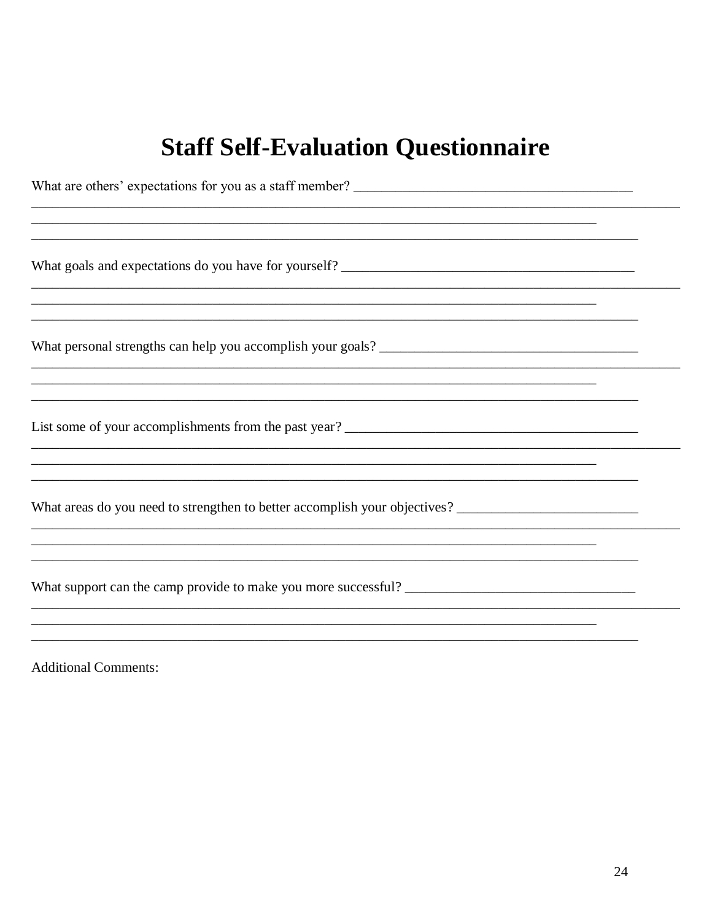# Staff Self-Evaluation Questionnaire

What are others' expectations for you as a staff member? ________________________________________
____________________________________________________________________________________________
____________________________________________________________________________________________
____________________________________________________________________________________________

What goals and expectations do you have for yourself? ___________________________________________
____________________________________________________________________________________________
____________________________________________________________________________________________
____________________________________________________________________________________________

What personal strengths can help you accomplish your goals? ______________________________________
____________________________________________________________________________________________
____________________________________________________________________________________________
____________________________________________________________________________________________

List some of your accomplishments from the past year? ___________________________________________
____________________________________________________________________________________________
____________________________________________________________________________________________
____________________________________________________________________________________________

What areas do you need to strengthen to better accomplish your objectives? __________________________
____________________________________________________________________________________________
____________________________________________________________________________________________
____________________________________________________________________________________________

What support can the camp provide to make you more successful? _________________________________
____________________________________________________________________________________________
____________________________________________________________________________________________
____________________________________________________________________________________________

Additional Comments: